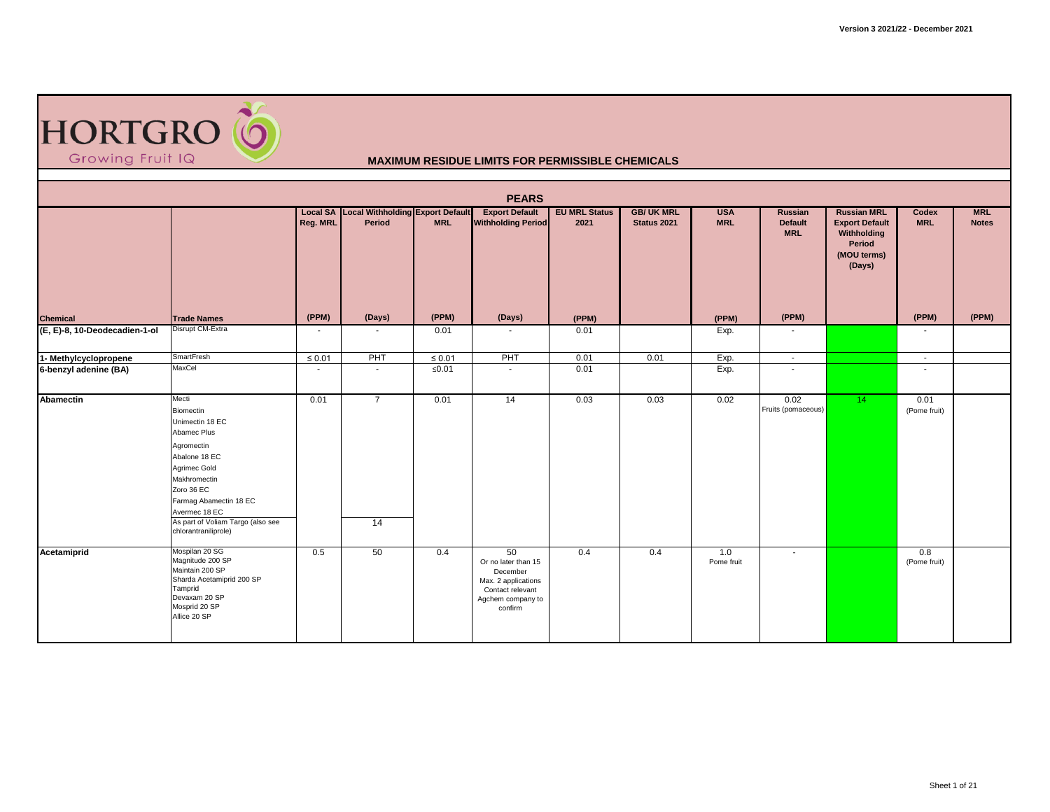HORTGRO
Growing Fruit IQ

## MAXIMUM RESIDUE LIMITS FOR PERMISSIBLE CHEMICALS

### PEARS

| Chemical | Trade Names | Local SA Reg. MRL | Local Withholding Period | Export Default MRL | Export Default Withholding Period | EU MRL Status 2021 | GB/ UK MRL Status 2021 | USA MRL | Russian Default MRL | Russian MRL Export Default Withholding Period (MOU terms) (Days) | Codex MRL | MRL Notes |
|---|---|---|---|---|---|---|---|---|---|---|---|---|
| | | (PPM) | (Days) | (PPM) | (Days) | (PPM) | | (PPM) | (PPM) | | (PPM) | (PPM) |
| (E, E)-8, 10-Deodecadien-1-ol | Disrupt CM-Extra | - | - | 0.01 | - | 0.01 | | Exp. | - | | - | |
| 1- Methylcyclopropene | SmartFresh | ≤ 0.01 | PHT | ≤ 0.01 | PHT | 0.01 | 0.01 | Exp. | - | | - | |
| 6-benzyl adenine (BA) | MaxCel | - | - | ≤0.01 | - | 0.01 | | Exp. | - | | - | |
| Abamectin | Mecti<br>Biomectin<br>Unimectin 18 EC<br>Abamec Plus<br>Agromectin<br>Abalone 18 EC<br>Agrimec Gold<br>Makhromectin<br>Zoro 36 EC<br>Farmag Abamectin 18 EC<br>Avermec 18 EC | 0.01 | 7 | 0.01 | 14 | 0.03 | 0.03 | 0.02 | 0.02 Fruits (pomaceous) | 14 | 0.01 (Pome fruit) | |
| | As part of Voliam Targo (also see chlorantraniliprole) | | 14 | | | | | | | | | |
| Acetamiprid | Mospilan 20 SG<br>Magnitude 200 SP<br>Maintain 200 SP<br>Sharda Acetamiprid 200 SP<br>Tamprid<br>Devaxam 20 SP<br>Mosprid 20 SP<br>Allice 20 SP | 0.5 | 50 | 0.4 | 50 Or no later than 15 December Max. 2 applications Contact relevant Agchem company to confirm | 0.4 | 0.4 | 1.0 Pome fruit | - | | 0.8 (Pome fruit) | |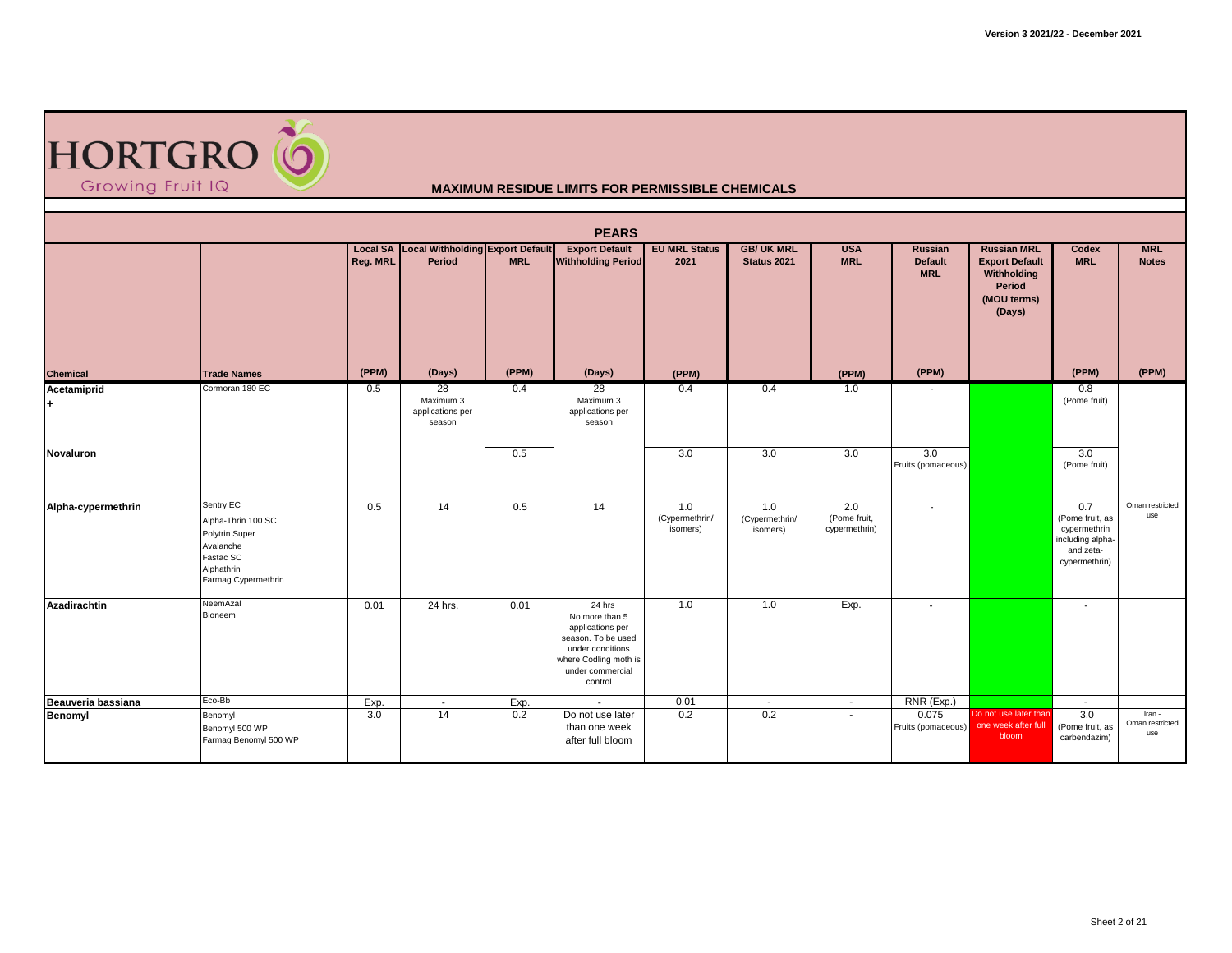**HORTGRO** Growing Fruit IQ

## MAXIMUM RESIDUE LIMITS FOR PERMISSIBLE CHEMICALS

### PEARS

| Chemical | Trade Names | Local SA Reg. MRL (PPM) | Local Withholding Period (Days) | Export Default MRL (PPM) | Export Default Withholding Period (Days) | EU MRL Status 2021 (PPM) | GB/ UK MRL Status 2021 | USA MRL (PPM) | Russian Default MRL (PPM) | Russian MRL Export Default Withholding Period (MOU terms) (Days) | Codex MRL (PPM) | MRL Notes (PPM) |
|---|---|---|---|---|---|---|---|---|---|---|---|---|
| **Acetamiprid** + | Cormoran 180 EC | 0.5 | 28 Maximum 3 applications per season | 0.4 | 28 Maximum 3 applications per season | 0.4 | 0.4 | 1.0 | - | | 0.8 (Pome fruit) | |
| **Novaluron** | | | | 0.5 | | 3.0 | 3.0 | 3.0 | 3.0 Fruits (pomaceous) | | 3.0 (Pome fruit) | |
| **Alpha-cypermethrin** | Sentry EC, Alpha-Thrin 100 SC, Polytrin Super, Avalanche, Fastac SC, Alphathrin, Farmag Cypermethrin | 0.5 | 14 | 0.5 | 14 | 1.0 (Cypermethrin/ isomers) | 1.0 (Cypermethrin/ isomers) | 2.0 (Pome fruit, cypermethrin) | - | | 0.7 (Pome fruit, as cypermethrin including alpha- and zeta-cypermethrin) | Oman restricted use |
| **Azadirachtin** | NeemAzal, Bioneem | 0.01 | 24 hrs. | 0.01 | 24 hrs No more than 5 applications per season. To be used under conditions where Codling moth is under commercial control | 1.0 | 1.0 | Exp. | - | | - | |
| **Beauveria bassiana** | Eco-Bb | Exp. | - | Exp. | - | 0.01 | - | - | RNR (Exp.) | | - | |
| **Benomyl** | Benomyl, Benomyl 500 WP, Farmag Benomyl 500 WP | 3.0 | 14 | 0.2 | Do not use later than one week after full bloom | 0.2 | 0.2 | - | 0.075 Fruits (pomaceous) | Do not use later than one week after full bloom | 3.0 (Pome fruit, as carbendazim) | Iran - Oman restricted use |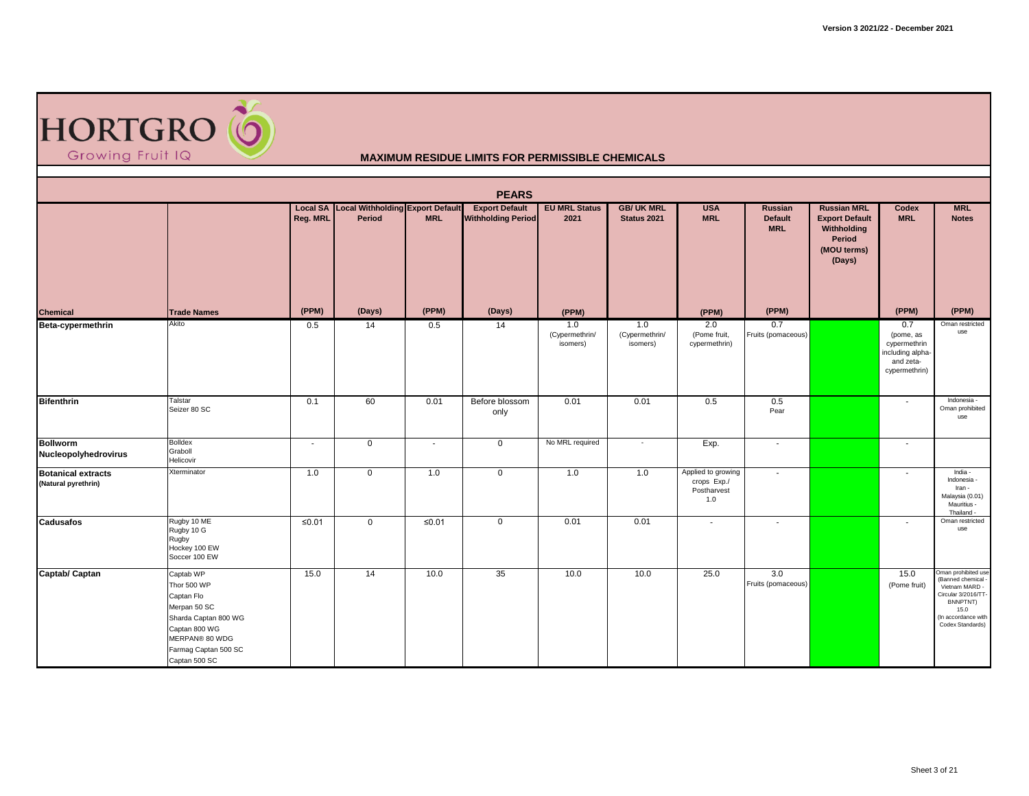# MAXIMUM RESIDUE LIMITS FOR PERMISSIBLE CHEMICALS

## PEARS

| Chemical | Trade Names | Local SA Reg. MRL (PPM) | Local Withholding Period (Days) | Export Default MRL (PPM) | Export Default Withholding Period (Days) | EU MRL Status 2021 (PPM) | GB/ UK MRL Status 2021 | USA MRL (PPM) | Russian Default MRL (PPM) | Russian MRL Export Default Withholding Period (MOU terms) (Days) | Codex MRL (PPM) | MRL Notes (PPM) |
|---|---|---|---|---|---|---|---|---|---|---|---|---|
| **Beta-cypermethrin** | Akito | 0.5 | 14 | 0.5 | 14 | 1.0 (Cypermethrin/ isomers) | 1.0 (Cypermethrin/ isomers) | 2.0 (Pome fruit, cypermethrin) | 0.7 Fruits (pomaceous) | | 0.7 (pome, as cypermethrin including alpha- and zeta-cypermethrin) | Oman restricted use |
| **Bifenthrin** | Talstar<br>Seizer 80 SC | 0.1 | 60 | 0.01 | Before blossom only | 0.01 | 0.01 | 0.5 | 0.5 Pear | | - | Indonesia - Oman prohibited use |
| **Bollworm Nucleopolyhedrovirus** | Bolldex<br>Graboll<br>Helicovir | - | 0 | - | 0 | No MRL required | - | Exp. | - | | - | |
| **Botanical extracts** (Natural pyrethrin) | Xterminator | 1.0 | 0 | 1.0 | 0 | 1.0 | 1.0 | Applied to growing crops Exp./ Postharvest 1.0 | - | | - | India - Indonesia - Iran - Malaysia (0.01) Mauritius - Thailand - |
| **Cadusafos** | Rugby 10 ME<br>Rugby 10 G<br>Rugby<br>Hockey 100 EW<br>Soccer 100 EW | ≤0.01 | 0 | ≤0.01 | 0 | 0.01 | 0.01 | - | - | | - | Oman restricted use |
| **Captab/ Captan** | Captab WP<br>Thor 500 WP<br>Captan Flo<br>Merpan 50 SC<br>Sharda Captan 800 WG<br>Captan 800 WG<br>MERPAN® 80 WDG<br>Farmag Captan 500 SC<br>Captan 500 SC | 15.0 | 14 | 10.0 | 35 | 10.0 | 10.0 | 25.0 | 3.0 Fruits (pomaceous) | | 15.0 (Pome fruit) | Oman prohibited use (Banned chemical - Vietnam MARD - Circular 3/2016/TT-BNNPTNT) 15.0 (In accordance with Codex Standards) |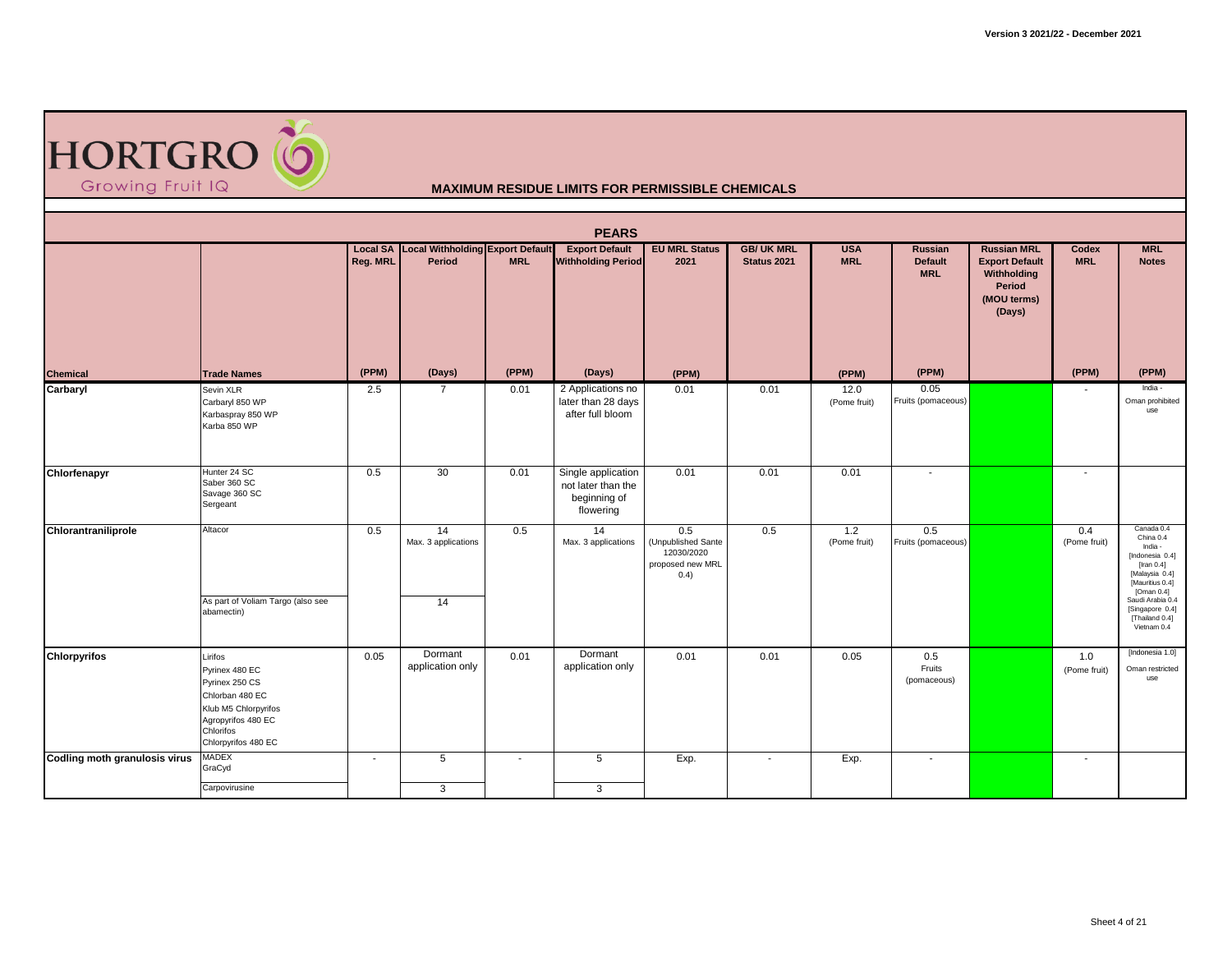HORTGRO Growing Fruit IQ

## MAXIMUM RESIDUE LIMITS FOR PERMISSIBLE CHEMICALS

### PEARS

| Chemical | Trade Names | Local SA Reg. MRL (PPM) | Local Withholding Period (Days) | Export Default MRL (PPM) | Export Default Withholding Period (Days) | EU MRL Status 2021 (PPM) | GB/ UK MRL Status 2021 | USA MRL (PPM) | Russian Default MRL (PPM) | Russian MRL Export Default Withholding Period (MOU terms) (Days) | Codex MRL (PPM) | MRL Notes (PPM) |
|---|---|---|---|---|---|---|---|---|---|---|---|---|
| **Carbaryl** | Sevin XLR<br>Carbaryl 850 WP<br>Karbaspray 850 WP<br>Karba 850 WP | 2.5 | 7 | 0.01 | 2 Applications no later than 28 days after full bloom | 0.01 | 0.01 | 12.0 (Pome fruit) | 0.05 Fruits (pomaceous) | | - | India -<br>Oman prohibited use |
| **Chlorfenapyr** | Hunter 24 SC<br>Saber 360 SC<br>Savage 360 SC<br>Sergeant | 0.5 | 30 | 0.01 | Single application not later than the beginning of flowering | 0.01 | 0.01 | 0.01 | - | | - | |
| **Chlorantraniliprole** | Altacor | 0.5 | 14 Max. 3 applications | 0.5 | 14 Max. 3 applications | 0.5 (Unpublished Sante 12030/2020 proposed new MRL 0.4) | 0.5 | 1.2 (Pome fruit) | 0.5 Fruits (pomaceous) | | 0.4 (Pome fruit) | Canada 0.4<br>China 0.4<br>India -<br>[Indonesia 0.4]<br>[Iran 0.4]<br>[Malaysia 0.4]<br>[Mauritius 0.4]<br>[Oman 0.4]<br>Saudi Arabia 0.4<br>[Singapore 0.4]<br>[Thailand 0.4]<br>Vietnam 0.4 |
| | As part of Voliam Targo (also see abamectin) | | 14 | | | | | | | | | |
| **Chlorpyrifos** | Lirifos<br>Pyrinex 480 EC<br>Pyrinex 250 CS<br>Chlorban 480 EC<br>Klub M5 Chlorpyrifos<br>Agropyrifos 480 EC<br>Chlorifos<br>Chlorpyrifos 480 EC | 0.05 | Dormant application only | 0.01 | Dormant application only | 0.01 | 0.01 | 0.05 | 0.5 Fruits (pomaceous) | | 1.0 (Pome fruit) | [Indonesia 1.0]<br>Oman restricted use |
| **Codling moth granulosis virus** | MADEX<br>GraCyd | - | 5 | - | 5 | Exp. | - | Exp. | - | | - | |
| | Carpovirusine | | 3 | | 3 | | | | | | | |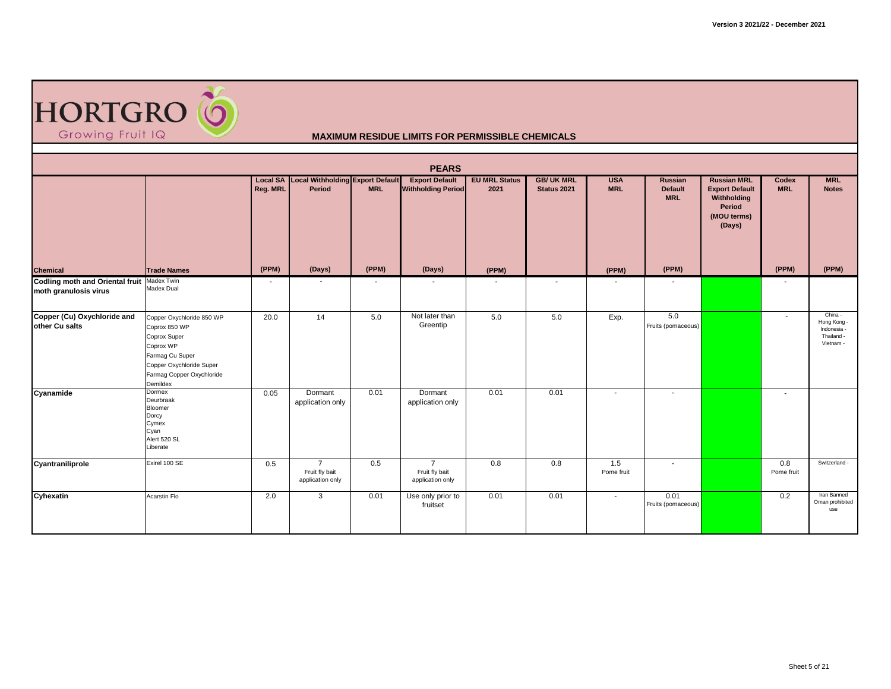Version 3 2021/22 - December 2021

HORTGRO Growing Fruit IQ

## MAXIMUM RESIDUE LIMITS FOR PERMISSIBLE CHEMICALS

### PEARS

| Chemical | Trade Names | Local SA Reg. MRL (PPM) | Local Withholding Period (Days) | Export Default MRL (PPM) | Export Default Withholding Period (Days) | EU MRL Status 2021 (PPM) | GB/ UK MRL Status 2021 | USA MRL (PPM) | Russian Default MRL (PPM) | Russian MRL Export Default Withholding Period (MOU terms) (Days) | Codex MRL (PPM) | MRL Notes (PPM) |
|---|---|---|---|---|---|---|---|---|---|---|---|---|
| **Codling moth and Oriental fruit moth granulosis virus** | Madex Twin<br>Madex Dual | - | - | - | - | - | - | - | - | | - | |
| **Copper (Cu) Oxychloride and other Cu salts** | Copper Oxychloride 850 WP<br>Coprox 850 WP<br>Coprox Super<br>Coprox WP<br>Farmag Cu Super<br>Copper Oxychloride Super<br>Farmag Copper Oxychloride<br>Demildex | 20.0 | 14 | 5.0 | Not later than Greentip | 5.0 | 5.0 | Exp. | 5.0<br>Fruits (pomaceous) | | - | China -<br>Hong Kong -<br>Indonesia -<br>Thailand -<br>Vietnam - |
| **Cyanamide** | Dormex<br>Deurbraak<br>Bloomer<br>Dorcy<br>Cymex<br>Cyan<br>Alert 520 SL<br>Liberate | 0.05 | Dormant application only | 0.01 | Dormant application only | 0.01 | 0.01 | - | - | | - | |
| **Cyantraniliprole** | Exirel 100 SE | 0.5 | 7<br>Fruit fly bait application only | 0.5 | 7<br>Fruit fly bait application only | 0.8 | 0.8 | 1.5<br>Pome fruit | - | | 0.8<br>Pome fruit | Switzerland - |
| **Cyhexatin** | Acarstin Flo | 2.0 | 3 | 0.01 | Use only prior to fruitset | 0.01 | 0.01 | - | 0.01<br>Fruits (pomaceous) | | 0.2 | Iran Banned<br>Oman prohibited use |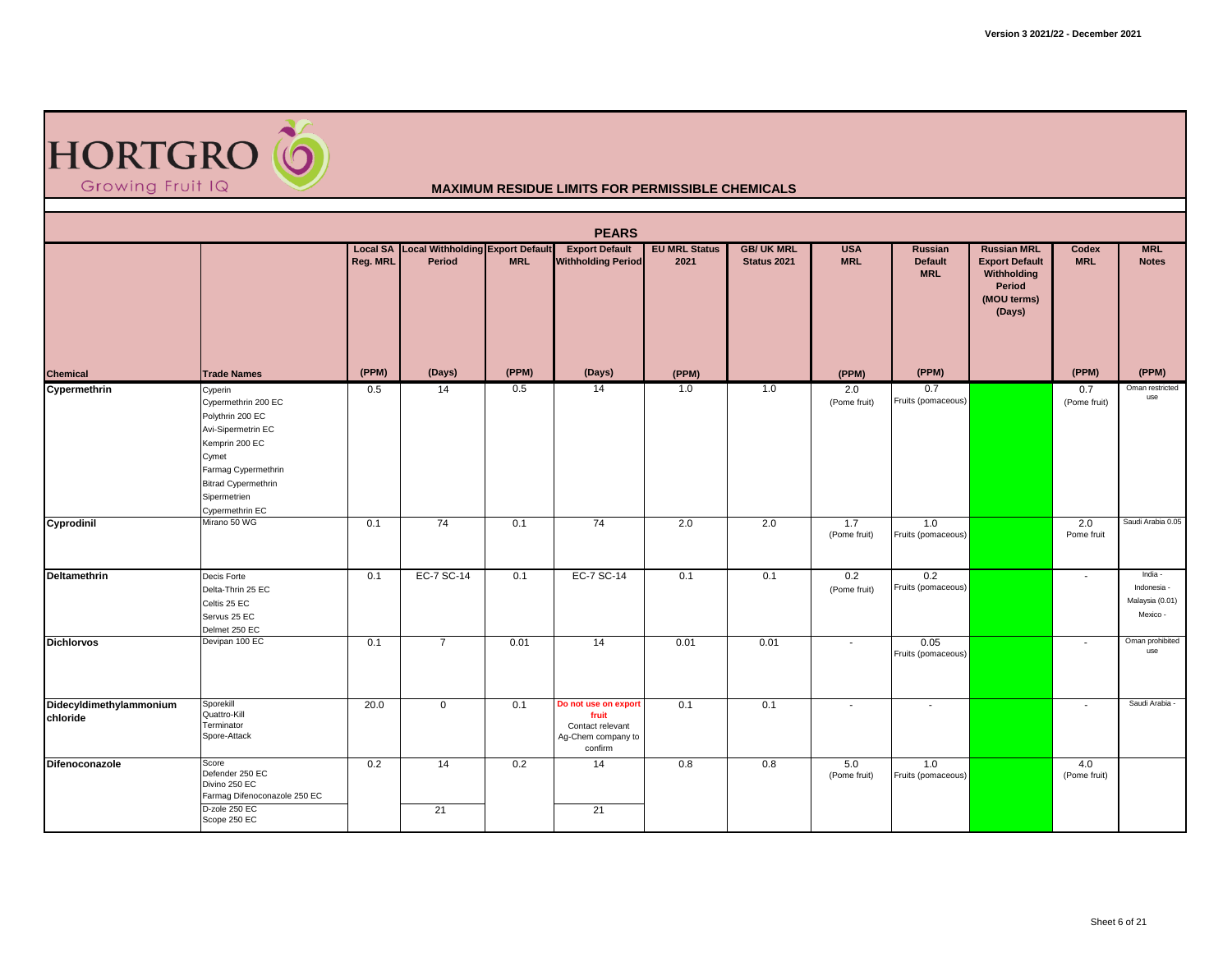**MAXIMUM RESIDUE LIMITS FOR PERMISSIBLE CHEMICALS**

## PEARS

| Chemical | Trade Names | Local SA Reg. MRL (PPM) | Local Withholding Period (Days) | Export Default MRL (PPM) | Export Default Withholding Period (Days) | EU MRL Status 2021 (PPM) | GB/ UK MRL Status 2021 | USA MRL (PPM) | Russian Default MRL (PPM) | Russian MRL Export Default Withholding Period (MOU terms) (Days) | Codex MRL (PPM) | MRL Notes (PPM) |
|---|---|---|---|---|---|---|---|---|---|---|---|---|
| **Cypermethrin** | Cyperin<br>Cypermethrin 200 EC<br>Polythrin 200 EC<br>Avi-Sipermetrin EC<br>Kemprin 200 EC<br>Cymet<br>Farmag Cypermethrin<br>Bitrad Cypermethrin<br>Sipermetrien<br>Cypermethrin EC | 0.5 | 14 | 0.5 | 14 | 1.0 | 1.0 | 2.0 (Pome fruit) | 0.7 Fruits (pomaceous) | | 0.7 (Pome fruit) | Oman restricted use |
| **Cyprodinil** | Mirano 50 WG | 0.1 | 74 | 0.1 | 74 | 2.0 | 2.0 | 1.7 (Pome fruit) | 1.0 Fruits (pomaceous) | | 2.0 Pome fruit | Saudi Arabia 0.05 |
| **Deltamethrin** | Decis Forte<br>Delta-Thrin 25 EC<br>Celtis 25 EC<br>Servus 25 EC<br>Delmet 250 EC | 0.1 | EC-7 SC-14 | 0.1 | EC-7 SC-14 | 0.1 | 0.1 | 0.2 (Pome fruit) | 0.2 Fruits (pomaceous) | | - | India -<br>Indonesia -<br>Malaysia (0.01)<br>Mexico - |
| **Dichlorvos** | Devipan 100 EC | 0.1 | 7 | 0.01 | 14 | 0.01 | 0.01 | - | 0.05 Fruits (pomaceous) | | - | Oman prohibited use |
| **Didecyldimethylammonium chloride** | Sporekill<br>Quattro-Kill<br>Terminator<br>Spore-Attack | 20.0 | 0 | 0.1 | **Do not use on export fruit**<br>Contact relevant Ag-Chem company to confirm | 0.1 | 0.1 | - | - | | - | Saudi Arabia - |
| **Difenoconazole** | Score<br>Defender 250 EC<br>Divino 250 EC<br>Farmag Difenoconazole 250 EC | 0.2 | 14 | 0.2 | 14 | 0.8 | 0.8 | 5.0 (Pome fruit) | 1.0 Fruits (pomaceous) | | 4.0 (Pome fruit) | |
| | D-zole 250 EC<br>Scope 250 EC | | 21 | | 21 | | | | | | | |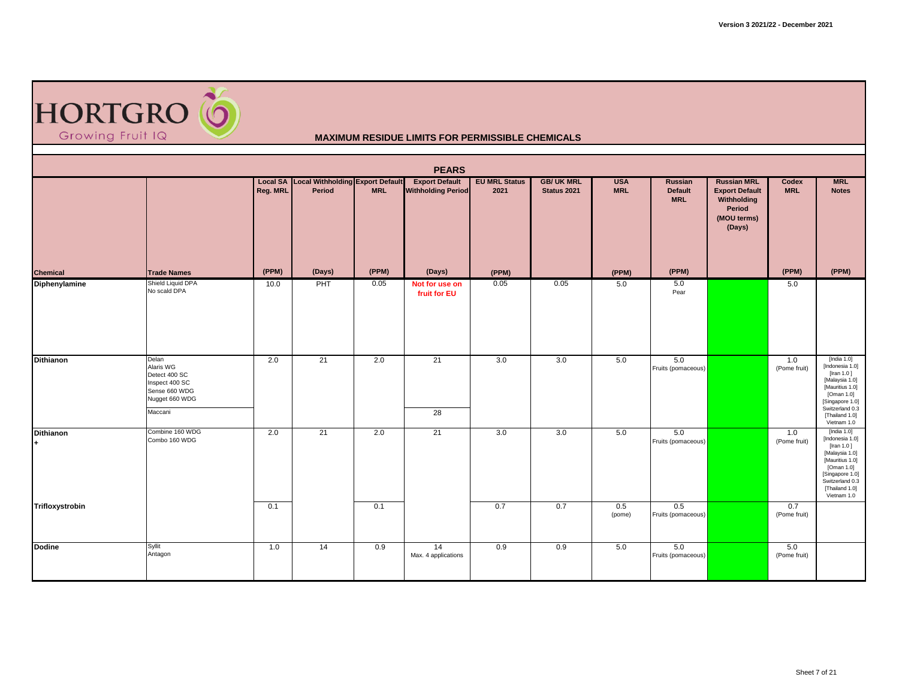HORTGRO Growing Fruit IQ

## MAXIMUM RESIDUE LIMITS FOR PERMISSIBLE CHEMICALS

### PEARS

| Chemical | Trade Names | Local SA Reg. MRL (PPM) | Local Withholding Period (Days) | Export Default MRL (PPM) | Export Default Withholding Period (Days) | EU MRL Status 2021 (PPM) | GB/ UK MRL Status 2021 | USA MRL (PPM) | Russian Default MRL (PPM) | Russian MRL Export Default Withholding Period (MOU terms) (Days) | Codex MRL (PPM) | MRL Notes (PPM) |
|---|---|---|---|---|---|---|---|---|---|---|---|---|
| **Diphenylamine** | Shield Liquid DPA<br>No scald DPA | 10.0 | PHT | 0.05 | **Not for use on fruit for EU** | 0.05 | 0.05 | 5.0 | 5.0<br>Pear | | 5.0 | |
| **Dithianon** | Delan<br>Alaris WG<br>Detect 400 SC<br>Inspect 400 SC<br>Sense 660 WDG<br>Nugget 660 WDG | 2.0 | 21 | 2.0 | 21 | 3.0 | 3.0 | 5.0 | 5.0<br>Fruits (pomaceous) | | 1.0<br>(Pome fruit) | [India 1.0]<br>[Indonesia 1.0]<br>[Iran 1.0 ]<br>[Malaysia 1.0]<br>[Mauritius 1.0]<br>[Oman 1.0]<br>[Singapore 1.0]<br>Switzerland 0.3<br>[Thailand 1.0]<br>Vietnam 1.0 |
| | Maccani | | | | 28 | | | | | | | |
| **Dithianon**<br>**+** | Combine 160 WDG<br>Combo 160 WDG | 2.0 | 21 | 2.0 | 21 | 3.0 | 3.0 | 5.0 | 5.0<br>Fruits (pomaceous) | | 1.0<br>(Pome fruit) | [India 1.0]<br>[Indonesia 1.0]<br>[Iran 1.0 ]<br>[Malaysia 1.0]<br>[Mauritius 1.0]<br>[Oman 1.0]<br>[Singapore 1.0]<br>Switzerland 0.3<br>[Thailand 1.0]<br>Vietnam 1.0 |
| **Trifloxystrobin** | | 0.1 | | 0.1 | | 0.7 | 0.7 | 0.5<br>(pome) | 0.5<br>Fruits (pomaceous) | | 0.7<br>(Pome fruit) | |
| **Dodine** | Syllit<br>Antagon | 1.0 | 14 | 0.9 | 14<br>Max. 4 applications | 0.9 | 0.9 | 5.0 | 5.0<br>Fruits (pomaceous) | | 5.0<br>(Pome fruit) | |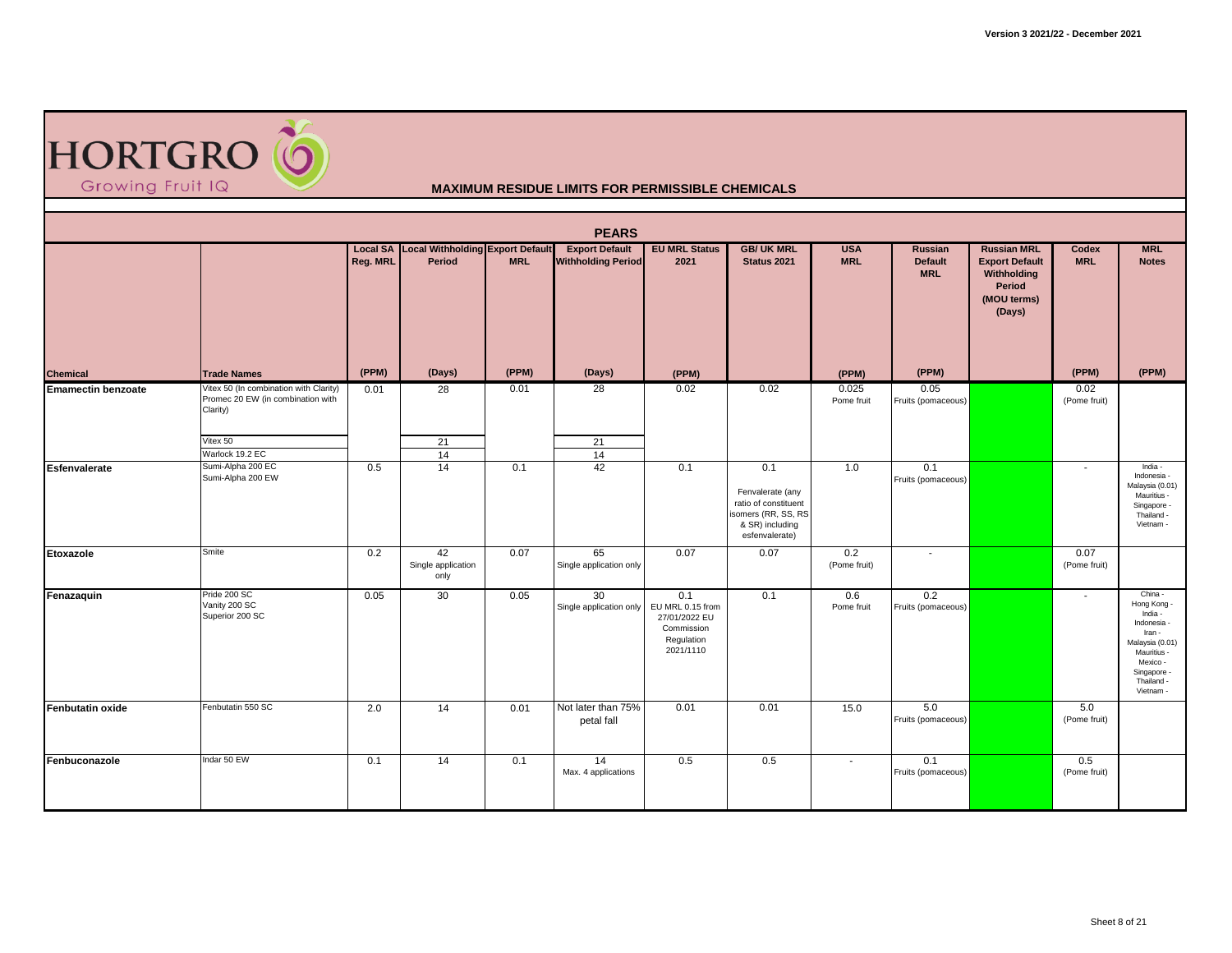# HORTGRO

Growing Fruit IQ

## MAXIMUM RESIDUE LIMITS FOR PERMISSIBLE CHEMICALS

Version 3 2021/22 - December 2021

### PEARS

| Chemical | Trade Names | Local SA Reg. MRL (PPM) | Local Withholding Period (Days) | Export Default MRL (PPM) | Export Default Withholding Period (Days) | EU MRL Status 2021 (PPM) | GB/ UK MRL Status 2021 | USA MRL (PPM) | Russian Default MRL (PPM) | Russian MRL Export Default Withholding Period (MOU terms) (Days) | Codex MRL (PPM) | MRL Notes (PPM) |
|---|---|---|---|---|---|---|---|---|---|---|---|---|
| **Emamectin benzoate** | Vitex 50 (In combination with Clarity) Promec 20 EW (in combination with Clarity) | 0.01 | 28 | 0.01 | 28 | 0.02 | 0.02 | 0.025 Pome fruit | 0.05 Fruits (pomaceous) | | 0.02 (Pome fruit) | |
| | Vitex 50 | | 21 | | 21 | | | | | | | |
| | Warlock 19.2 EC | | 14 | | 14 | | | | | | | |
| **Esfenvalerate** | Sumi-Alpha 200 EC Sumi-Alpha 200 EW | 0.5 | 14 | 0.1 | 42 | 0.1 | 0.1 Fenvalerate (any ratio of constituent isomers (RR, SS, RS & SR) including esfenvalerate) | 1.0 | 0.1 Fruits (pomaceous) | | - | India - Indonesia - Malaysia (0.01) Mauritius - Singapore - Thailand - Vietnam - |
| **Etoxazole** | Smite | 0.2 | 42 Single application only | 0.07 | 65 Single application only | 0.07 | 0.07 | 0.2 (Pome fruit) | - | | 0.07 (Pome fruit) | |
| **Fenazaquin** | Pride 200 SC Vanity 200 SC Superior 200 SC | 0.05 | 30 | 0.05 | 30 Single application only | 0.1 EU MRL 0.15 from 27/01/2022 EU Commission Regulation 2021/1110 | 0.1 | 0.6 Pome fruit | 0.2 Fruits (pomaceous) | | - | China - Hong Kong - India - Indonesia - Iran - Malaysia (0.01) Mauritius - Mexico - Singapore - Thailand - Vietnam - |
| **Fenbutatin oxide** | Fenbutatin 550 SC | 2.0 | 14 | 0.01 | Not later than 75% petal fall | 0.01 | 0.01 | 15.0 | 5.0 Fruits (pomaceous) | | 5.0 (Pome fruit) | |
| **Fenbuconazole** | Indar 50 EW | 0.1 | 14 | 0.1 | 14 Max. 4 applications | 0.5 | 0.5 | - | 0.1 Fruits (pomaceous) | | 0.5 (Pome fruit) | |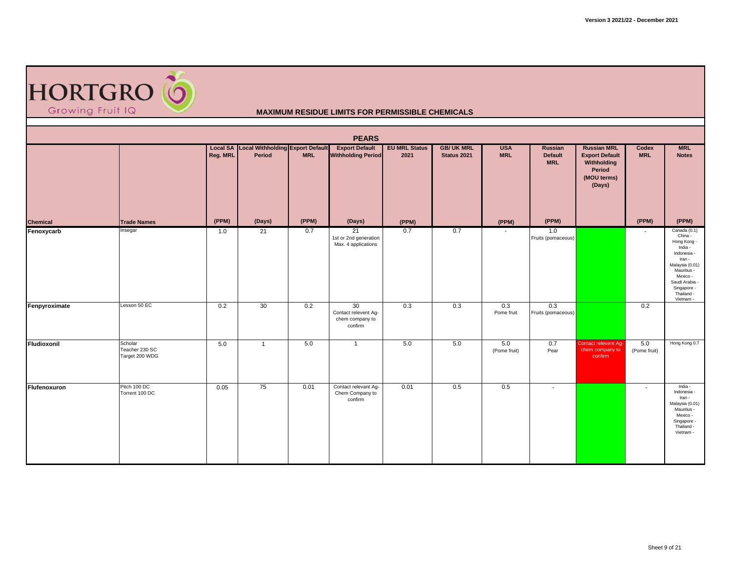HORTGRO Growing Fruit IQ

## MAXIMUM RESIDUE LIMITS FOR PERMISSIBLE CHEMICALS

### PEARS

| Chemical | Trade Names | Local SA Reg. MRL (PPM) | Local Withholding Period (Days) | Export Default MRL (PPM) | Export Default Withholding Period (Days) | EU MRL Status 2021 (PPM) | GB/ UK MRL Status 2021 | USA MRL (PPM) | Russian Default MRL (PPM) | Russian MRL Export Default Withholding Period (MOU terms) (Days) | Codex MRL (PPM) | MRL Notes (PPM) |
|---|---|---|---|---|---|---|---|---|---|---|---|---|
| **Fenoxycarb** | Insegar | 1.0 | 21 | 0.7 | 21 1st or 2nd generation Max. 4 applications | 0.7 | 0.7 | - | 1.0 Fruits (pomaceous) | | - | Canada (0.1) China - Hong Kong - India - Indonesia - Iran - Malaysia (0.01) Mauritius - Mexico - Saudi Arabia - Singapore - Thailand - Vietnam - |
| **Fenpyroximate** | Lesson 50 EC | 0.2 | 30 | 0.2 | 30 Contact relevent Ag-chem company to confirm | 0.3 | 0.3 | 0.3 Pome fruit | 0.3 Fruits (pomaceous) | | 0.2 | |
| **Fludioxonil** | Scholar Teacher 230 SC Target 200 WDG | 5.0 | 1 | 5.0 | 1 | 5.0 | 5.0 | 5.0 (Pome fruit) | 0.7 Pear | Contact relevent Ag-chem company to confirm | 5.0 (Pome fruit) | Hong Kong 0.7 |
| **Flufenoxuron** | Pitch 100 DC Torrent 100 DC | 0.05 | 75 | 0.01 | Contact relevant Ag-Chem Company to confirm | 0.01 | 0.5 | 0.5 | - | | - | India - Indonesia - Iran - Malaysia (0.01) Mauritius - Mexico - Singapore - Thailand - Vietnam - |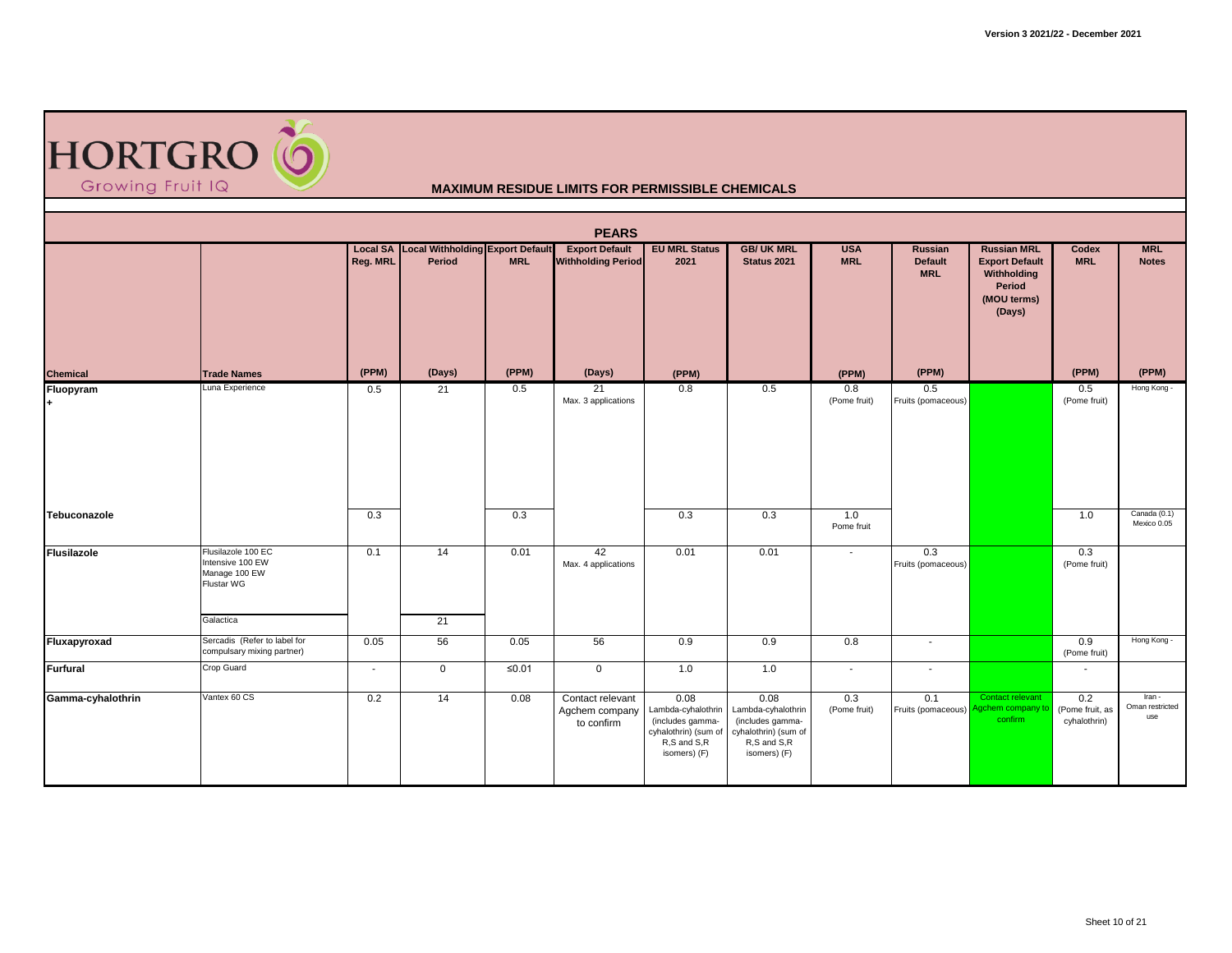**HORTGRO** Growing Fruit IQ

## MAXIMUM RESIDUE LIMITS FOR PERMISSIBLE CHEMICALS

### PEARS

| Chemical | Trade Names | Local SA Reg. MRL (PPM) | Local Withholding Period (Days) | Export Default MRL (PPM) | Export Default Withholding Period (Days) | EU MRL Status 2021 (PPM) | GB/ UK MRL Status 2021 | USA MRL (PPM) | Russian Default MRL (PPM) | Russian MRL Export Default Withholding Period (MOU terms) (Days) | Codex MRL (PPM) | MRL Notes (PPM) |
|---|---|---|---|---|---|---|---|---|---|---|---|---|
| **Fluopyram** + | Luna Experience | 0.5 | 21 | 0.5 | 21 Max. 3 applications | 0.8 | 0.5 | 0.8 (Pome fruit) | 0.5 Fruits (pomaceous) | | 0.5 (Pome fruit) | Hong Kong - |
| **Tebuconazole** | | 0.3 | | 0.3 | | 0.3 | 0.3 | 1.0 Pome fruit | | | 1.0 | Canada (0.1) Mexico 0.05 |
| **Flusilazole** | Flusilazole 100 EC Intensive 100 EW Manage 100 EW Flustar WG | 0.1 | 14 | 0.01 | 42 Max. 4 applications | 0.01 | 0.01 | - | 0.3 Fruits (pomaceous) | | 0.3 (Pome fruit) | |
| | Galactica | | 21 | | | | | | | | | |
| **Fluxapyroxad** | Sercadis (Refer to label for compulsary mixing partner) | 0.05 | 56 | 0.05 | 56 | 0.9 | 0.9 | 0.8 | - | | 0.9 (Pome fruit) | Hong Kong - |
| **Furfural** | Crop Guard | - | 0 | ≤0.01 | 0 | 1.0 | 1.0 | - | - | | - | |
| **Gamma-cyhalothrin** | Vantex 60 CS | 0.2 | 14 | 0.08 | Contact relevant Agchem company to confirm | 0.08 Lambda-cyhalothrin (includes gamma-cyhalothrin) (sum of R,S and S,R isomers) (F) | 0.08 Lambda-cyhalothrin (includes gamma-cyhalothrin) (sum of R,S and S,R isomers) (F) | 0.3 (Pome fruit) | 0.1 Fruits (pomaceous) | Contact relevant Agchem company to confirm | 0.2 (Pome fruit, as cyhalothrin) | Iran - Oman restricted use |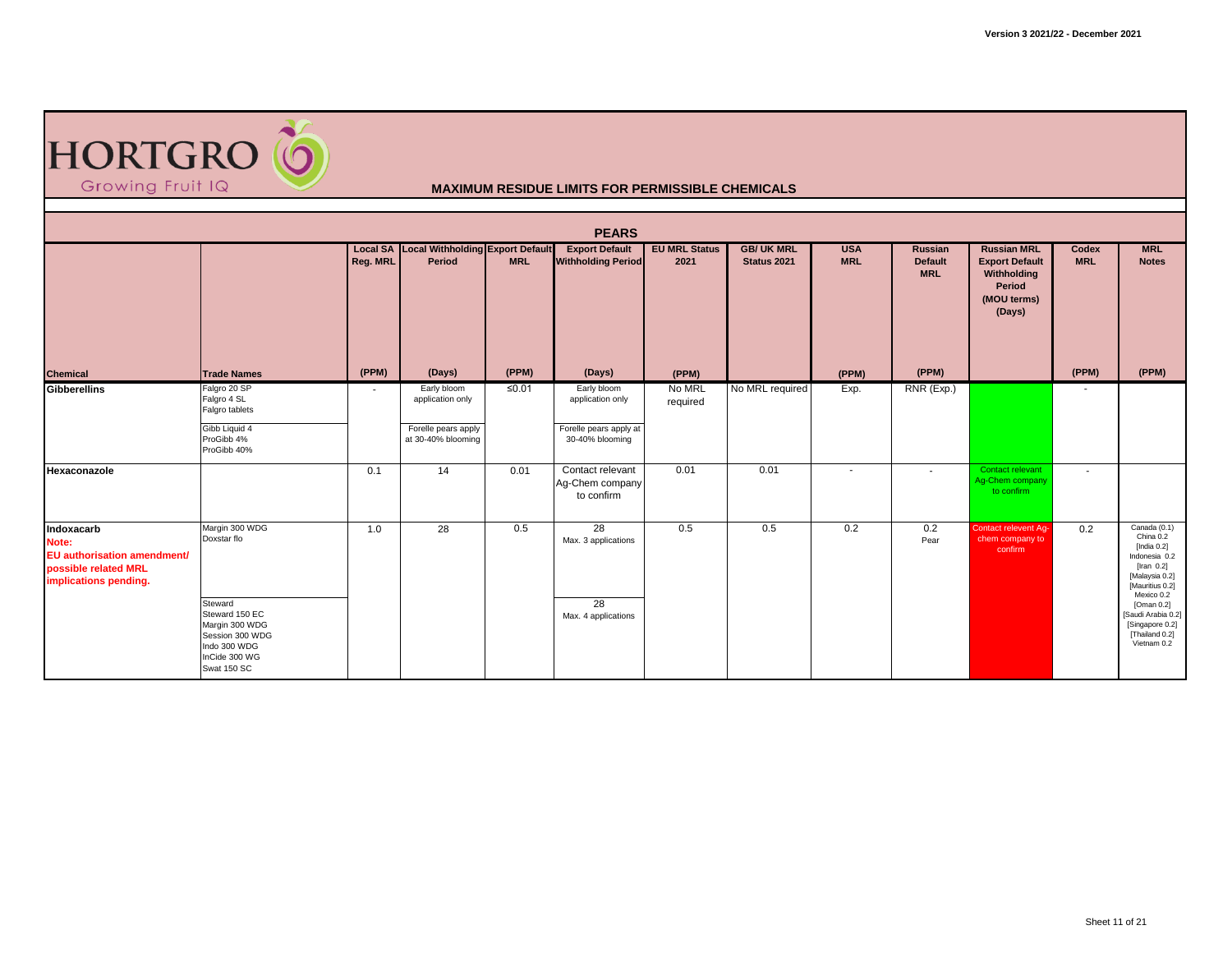Version 3 2021/22 - December 2021

HORTGRO Growing Fruit IQ

## MAXIMUM RESIDUE LIMITS FOR PERMISSIBLE CHEMICALS

### PEARS

| Chemical | Trade Names | Local SA Reg. MRL (PPM) | Local Withholding Period (Days) | Export Default MRL (PPM) | Export Default Withholding Period (Days) | EU MRL Status 2021 (PPM) | GB/ UK MRL Status 2021 | USA MRL (PPM) | Russian Default MRL (PPM) | Russian MRL Export Default Withholding Period (MOU terms) (Days) | Codex MRL (PPM) | MRL Notes (PPM) |
|---|---|---|---|---|---|---|---|---|---|---|---|---|
| **Gibberellins** | Falgro 20 SP<br>Falgro 4 SL<br>Falgro tablets | - | Early bloom application only | ≤0.01 | Early bloom application only | No MRL required | No MRL required | Exp. | RNR (Exp.) | | - | |
| | Gibb Liquid 4<br>ProGibb 4%<br>ProGibb 40% | | Forelle pears apply at 30-40% blooming | | Forelle pears apply at 30-40% blooming | | | | | | | |
| **Hexaconazole** | | 0.1 | 14 | 0.01 | Contact relevant Ag-Chem company to confirm | 0.01 | 0.01 | - | - | Contact relevant Ag-Chem company to confirm | - | |
| **Indoxacarb**<br>**Note:**<br>**EU authorisation amendment/ possible related MRL implications pending.** | Margin 300 WDG<br>Doxstar flo | 1.0 | 28 | 0.5 | 28<br>Max. 3 applications | 0.5 | 0.5 | 0.2 | 0.2<br>Pear | Contact relevent Ag-chem company to confirm | 0.2 | Canada (0.1)<br>China 0.2<br>[India 0.2]<br>Indonesia 0.2<br>[Iran 0.2]<br>[Malaysia 0.2]<br>[Mauritius 0.2]<br>Mexico 0.2<br>[Oman 0.2]<br>[Saudi Arabia 0.2]<br>[Singapore 0.2]<br>[Thailand 0.2]<br>Vietnam 0.2 |
| | Steward<br>Steward 150 EC<br>Margin 300 WDG<br>Session 300 WDG<br>Indo 300 WDG<br>InCide 300 WG<br>Swat 150 SC | | | | 28<br>Max. 4 applications | | | | | | | |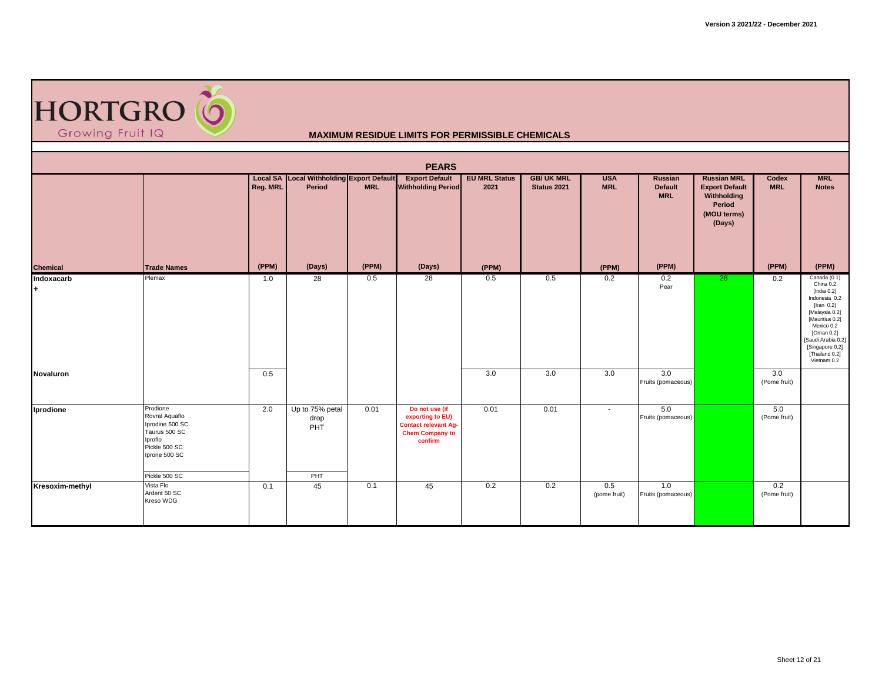Version 3 2021/22 - December 2021

HORTGRO Growing Fruit IQ

## MAXIMUM RESIDUE LIMITS FOR PERMISSIBLE CHEMICALS

### PEARS

| Chemical | Trade Names | Local SA Reg. MRL (PPM) | Local Withholding Period (Days) | Export Default MRL (PPM) | Export Default Withholding Period (Days) | EU MRL Status 2021 (PPM) | GB/ UK MRL Status 2021 | USA MRL (PPM) | Russian Default MRL (PPM) | Russian MRL Export Default Withholding Period (MOU terms) (Days) | Codex MRL (PPM) | MRL Notes (PPM) |
|---|---|---|---|---|---|---|---|---|---|---|---|---|
| Indoxacarb + | Plemax | 1.0 | 28 | 0.5 | 28 | 0.5 | 0.5 | 0.2 | 0.2 Pear | 28 | 0.2 | Canada (0.1) China 0.2 [India 0.2] Indonesia 0.2 [Iran 0.2] [Malaysia 0.2] [Mauritius 0.2] Mexico 0.2 [Oman 0.2] [Saudi Arabia 0.2] [Singapore 0.2] [Thailand 0.2] Vietnam 0.2 |
| Novaluron | | 0.5 | | | | 3.0 | 3.0 | 3.0 | 3.0 Fruits (pomaceous) | | 3.0 (Pome fruit) | |
| Iprodione | Prodione Rovral Aquaflo Iprodine 500 SC Taurus 500 SC Iproflo Pickle 500 SC Iprone 500 SC | 2.0 | Up to 75% petal drop PHT | 0.01 | Do not use (if exporting to EU) Contact relevant Ag-Chem Company to confirm | 0.01 | 0.01 | - | 5.0 Fruits (pomaceous) | | 5.0 (Pome fruit) | |
| | Pickle 500 SC | | PHT | | | | | | | | | |
| Kresoxim-methyl | Vista Flo Ardent 50 SC Kreso WDG | 0.1 | 45 | 0.1 | 45 | 0.2 | 0.2 | 0.5 (pome fruit) | 1.0 Fruits (pomaceous) | | 0.2 (Pome fruit) | |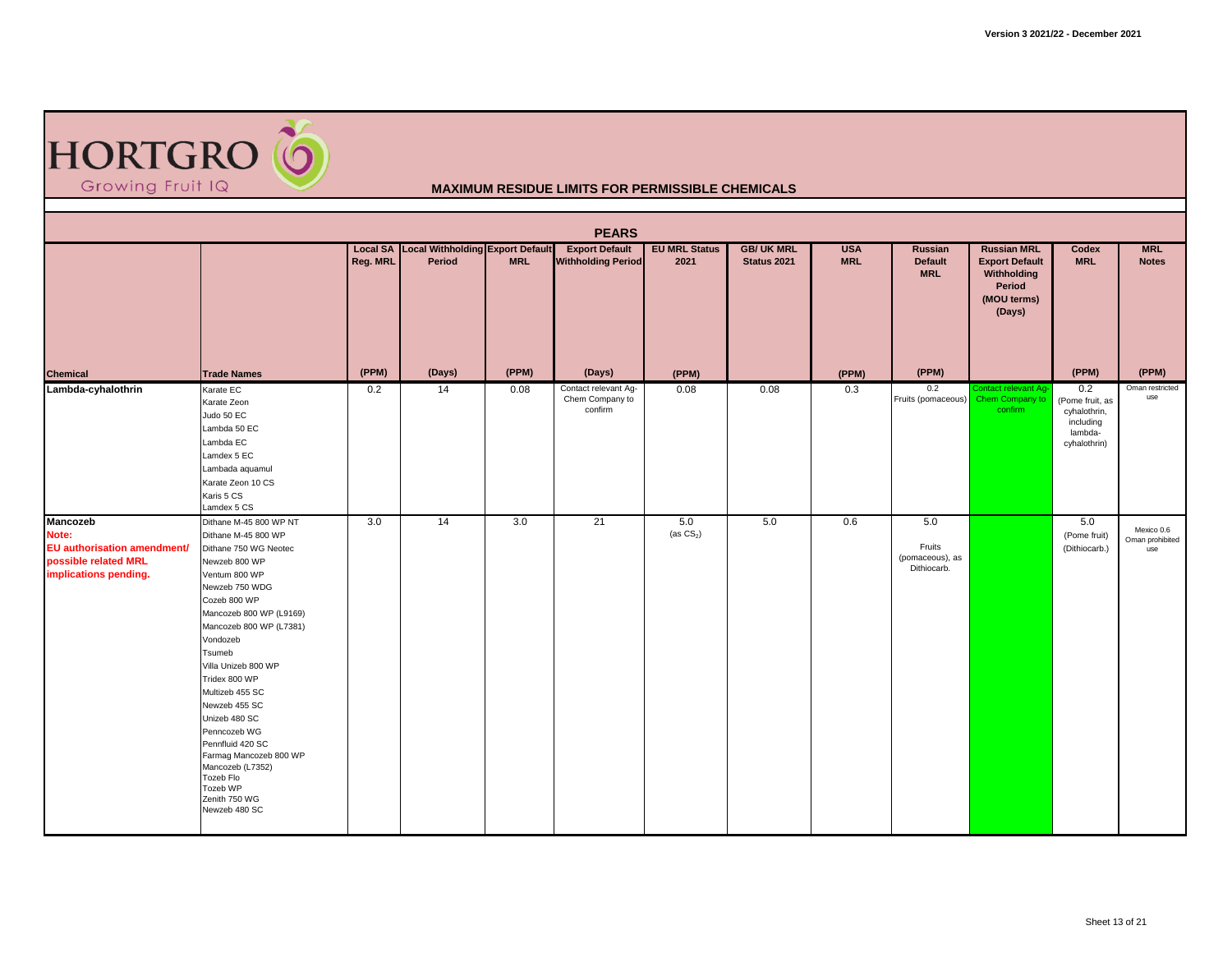## MAXIMUM RESIDUE LIMITS FOR PERMISSIBLE CHEMICALS

### PEARS

| Chemical | Trade Names | Local SA Reg. MRL (PPM) | Local Withholding Period (Days) | Export Default MRL (PPM) | Export Default Withholding Period (Days) | EU MRL Status 2021 (PPM) | GB/ UK MRL Status 2021 | USA MRL (PPM) | Russian Default MRL (PPM) | Russian MRL Export Default Withholding Period (MOU terms) (Days) | Codex MRL (PPM) | MRL Notes (PPM) |
|---|---|---|---|---|---|---|---|---|---|---|---|---|
| **Lambda-cyhalothrin** | Karate EC<br>Karate Zeon<br>Judo 50 EC<br>Lambda 50 EC<br>Lambda EC<br>Lamdex 5 EC<br>Lambada aquamul<br>Karate Zeon 10 CS<br>Karis 5 CS<br>Lamdex 5 CS | 0.2 | 14 | 0.08 | Contact relevant Ag-Chem Company to confirm | 0.08 | 0.08 | 0.3 | 0.2 Fruits (pomaceous) | Contact relevant Ag-Chem Company to confirm | 0.2 (Pome fruit, as cyhalothrin, including lambda-cyhalothrin) | Oman restricted use |
| **Mancozeb**<br>**Note: EU authorisation amendment/ possible related MRL implications pending.** | Dithane M-45 800 WP NT<br>Dithane M-45 800 WP<br>Dithane 750 WG Neotec<br>Newzeb 800 WP<br>Ventum 800 WP<br>Newzeb 750 WDG<br>Cozeb 800 WP<br>Mancozeb 800 WP (L9169)<br>Mancozeb 800 WP (L7381)<br>Vondozeb<br>Tsumeb<br>Villa Unizeb 800 WP<br>Tridex 800 WP<br>Multizeb 455 SC<br>Newzeb 455 SC<br>Unizeb 480 SC<br>Penncozeb WG<br>Pennfluid 420 SC<br>Farmag Mancozeb 800 WP<br>Mancozeb (L7352)<br>Tozeb Flo<br>Tozeb WP<br>Zenith 750 WG<br>Newzeb 480 SC | 3.0 | 14 | 3.0 | 21 | 5.0 (as $CS_2$) | 5.0 | 0.6 | 5.0 Fruits (pomaceous), as Dithiocarb. | | 5.0 (Pome fruit) (Dithiocarb.) | Mexico 0.6<br>Oman prohibited use |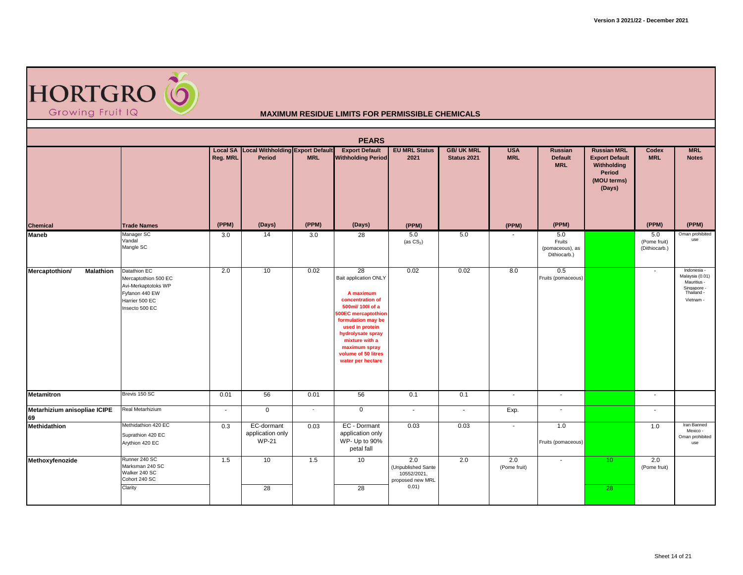Version 3 2021/22 - December 2021

HORTGRO Growing Fruit IQ

## MAXIMUM RESIDUE LIMITS FOR PERMISSIBLE CHEMICALS

### PEARS

| Chemical | Trade Names | Local SA Reg. MRL (PPM) | Local Withholding Period (Days) | Export Default MRL (PPM) | Export Default Withholding Period (Days) | EU MRL Status 2021 (PPM) | GB/ UK MRL Status 2021 | USA MRL (PPM) | Russian Default MRL (PPM) | Russian MRL Export Default Withholding Period (MOU terms) (Days) | Codex MRL (PPM) | MRL Notes (PPM) |
|---|---|---|---|---|---|---|---|---|---|---|---|---|
| **Maneb** | Manager SC<br>Vandal<br>Mangle SC | 3.0 | 14 | 3.0 | 28 | 5.0<br>(as $CS_2$) | 5.0 | - | 5.0<br>Fruits (pomaceous), as Dithiocarb.) | | 5.0<br>(Pome fruit)<br>(Dithiocarb.) | Oman prohibited use |
| **Mercaptothion/ Malathion** | Datathion EC<br>Mercaptothion 500 EC<br>Avi-Merkaptotoks WP<br>Fyfanon 440 EW<br>Harrier 500 EC<br>Insecto 500 EC | 2.0 | 10 | 0.02 | 28<br>Bait application ONLY<br>**A maximum concentration of 500ml/ 100l of a 500EC mercaptothion formulation may be used in protein hydrolysate spray mixture with a maximum spray volume of 50 litres water per hectare** | 0.02 | 0.02 | 8.0 | 0.5<br>Fruits (pomaceous) | | - | Indonesia -<br>Malaysia (0.01)<br>Mauritius -<br>Singapore -<br>Thailand -<br>Vietnam - |
| **Metamitron** | Brevis 150 SC | 0.01 | 56 | 0.01 | 56 | 0.1 | 0.1 | - | - | | - | |
| **Metarhizium anisopliae ICIPE 69** | Real Metarhizium | - | 0 | - | 0 | - | - | Exp. | - | | - | |
| **Methidathion** | Methidathion 420 EC<br>Suprathion 420 EC<br>Arythion 420 EC | 0.3 | EC-dormant application only<br>WP-21 | 0.03 | EC - Dormant application only<br>WP- Up to 90% petal fall | 0.03 | 0.03 | - | 1.0<br>Fruits (pomaceous) | | 1.0 | Iran Banned<br>Mexico -<br>Oman prohibited use |
| **Methoxyfenozide** | Runner 240 SC<br>Marksman 240 SC<br>Walker 240 SC<br>Cohort 240 SC | 1.5 | 10 | 1.5 | 10 | 2.0<br>(Unpublished Sante 10552/2021, proposed new MRL 0.01) | 2.0 | 2.0<br>(Pome fruit) | - | 10 | 2.0<br>(Pome fruit) | |
| | Clarity | | 28 | | 28 | | | | | 28 | | |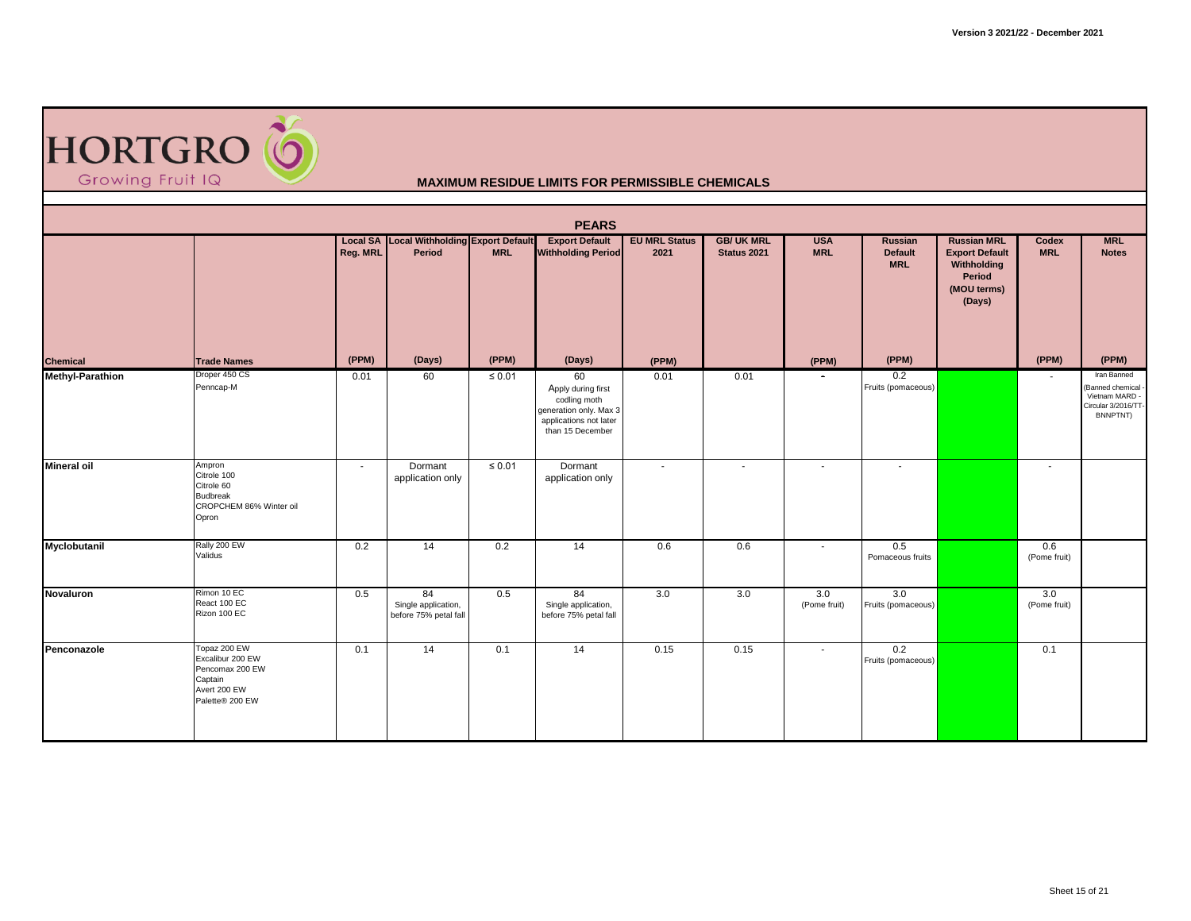**MAXIMUM RESIDUE LIMITS FOR PERMISSIBLE CHEMICALS**

**PEARS**

| Chemical | Trade Names | Local SA Reg. MRL (PPM) | Local Withholding Period (Days) | Export Default MRL (PPM) | Export Default Withholding Period (Days) | EU MRL Status 2021 (PPM) | GB/ UK MRL Status 2021 | USA MRL (PPM) | Russian Default MRL (PPM) | Russian MRL Export Default Withholding Period (MOU terms) (Days) | Codex MRL (PPM) | MRL Notes (PPM) |
|---|---|---|---|---|---|---|---|---|---|---|---|---|
| **Methyl-Parathion** | Droper 450 CS<br>Penncap-M | 0.01 | 60 | ≤ 0.01 | 60<br>Apply during first codling moth generation only. Max 3 applications not later than 15 December | 0.01 | 0.01 | - | 0.2<br>Fruits (pomaceous) | | - | Iran Banned<br>(Banned chemical - Vietnam MARD - Circular 3/2016/TT-BNNPTNT) |
| **Mineral oil** | Ampron<br>Citrole 100<br>Citrole 60<br>Budbreak<br>CROPCHEM 86% Winter oil<br>Opron | - | Dormant application only | ≤ 0.01 | Dormant application only | - | - | - | - | | - | |
| **Myclobutanil** | Rally 200 EW<br>Validus | 0.2 | 14 | 0.2 | 14 | 0.6 | 0.6 | - | 0.5<br>Pomaceous fruits | | 0.6<br>(Pome fruit) | |
| **Novaluron** | Rimon 10 EC<br>React 100 EC<br>Rizon 100 EC | 0.5 | 84<br>Single application, before 75% petal fall | 0.5 | 84<br>Single application, before 75% petal fall | 3.0 | 3.0 | 3.0<br>(Pome fruit) | 3.0<br>Fruits (pomaceous) | | 3.0<br>(Pome fruit) | |
| **Penconazole** | Topaz 200 EW<br>Excalibur 200 EW<br>Pencomax 200 EW<br>Captain<br>Avert 200 EW<br>Palette® 200 EW | 0.1 | 14 | 0.1 | 14 | 0.15 | 0.15 | - | 0.2<br>Fruits (pomaceous) | | 0.1 | |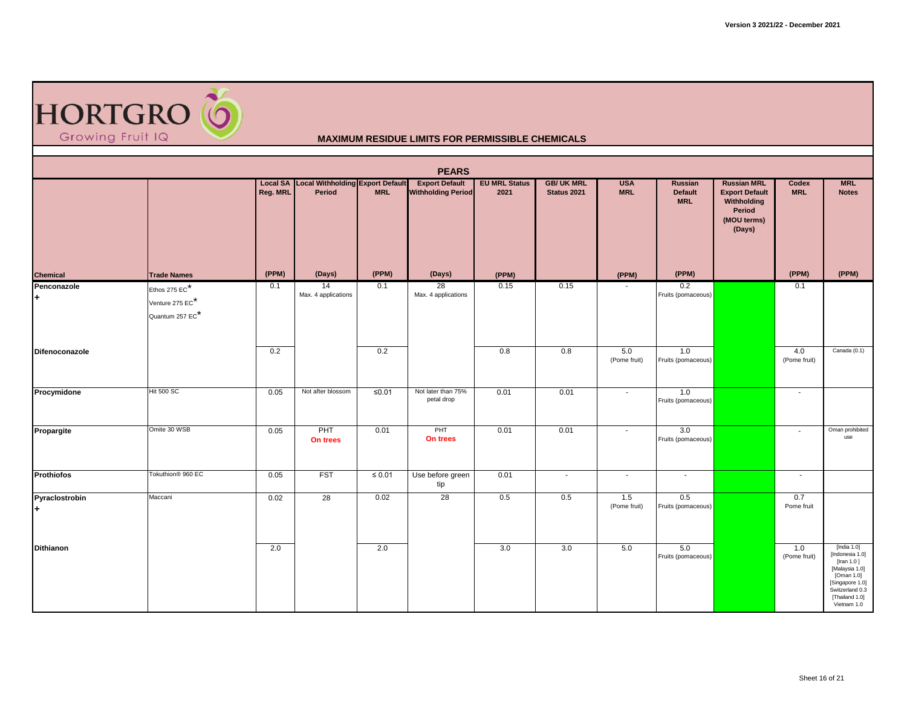Version 3 2021/22 - December 2021

HORTGRO Growing Fruit IQ

## MAXIMUM RESIDUE LIMITS FOR PERMISSIBLE CHEMICALS

### PEARS

| Chemical | Trade Names | Local SA Reg. MRL (PPM) | Local Withholding Period (Days) | Export Default MRL (PPM) | Export Default Withholding Period (Days) | EU MRL Status 2021 (PPM) | GB/ UK MRL Status 2021 | USA MRL (PPM) | Russian Default MRL (PPM) | Russian MRL Export Default Withholding Period (MOU terms) (Days) | Codex MRL (PPM) | MRL Notes (PPM) |
|---|---|---|---|---|---|---|---|---|---|---|---|---|
| Penconazole + | Ethos 275 EC* Venture 275 EC* Quantum 257 EC* | 0.1 | 14 Max. 4 applications | 0.1 | 28 Max. 4 applications | 0.15 | 0.15 | - | 0.2 Fruits (pomaceous) | | 0.1 | |
| Difenoconazole | | 0.2 | | 0.2 | | 0.8 | 0.8 | 5.0 (Pome fruit) | 1.0 Fruits (pomaceous) | | 4.0 (Pome fruit) | Canada (0.1) |
| Procymidone | Hit 500 SC | 0.05 | Not after blossom | ≤0.01 | Not later than 75% petal drop | 0.01 | 0.01 | - | 1.0 Fruits (pomaceous) | | - | |
| Propargite | Omite 30 WSB | 0.05 | PHT **On trees** | 0.01 | PHT **On trees** | 0.01 | 0.01 | - | 3.0 Fruits (pomaceous) | | - | Oman prohibited use |
| Prothiofos | Tokuthion® 960 EC | 0.05 | FST | ≤ 0.01 | Use before green tip | 0.01 | - | - | - | | - | |
| Pyraclostrobin + | Maccani | 0.02 | 28 | 0.02 | 28 | 0.5 | 0.5 | 1.5 (Pome fruit) | 0.5 Fruits (pomaceous) | | 0.7 Pome fruit | |
| Dithianon | | 2.0 | | 2.0 | | 3.0 | 3.0 | 5.0 | 5.0 Fruits (pomaceous) | | 1.0 (Pome fruit) | [India 1.0] [Indonesia 1.0] [Iran 1.0 ] [Malaysia 1.0] [Oman 1.0] [Singapore 1.0] Switzerland 0.3 [Thailand 1.0] Vietnam 1.0 |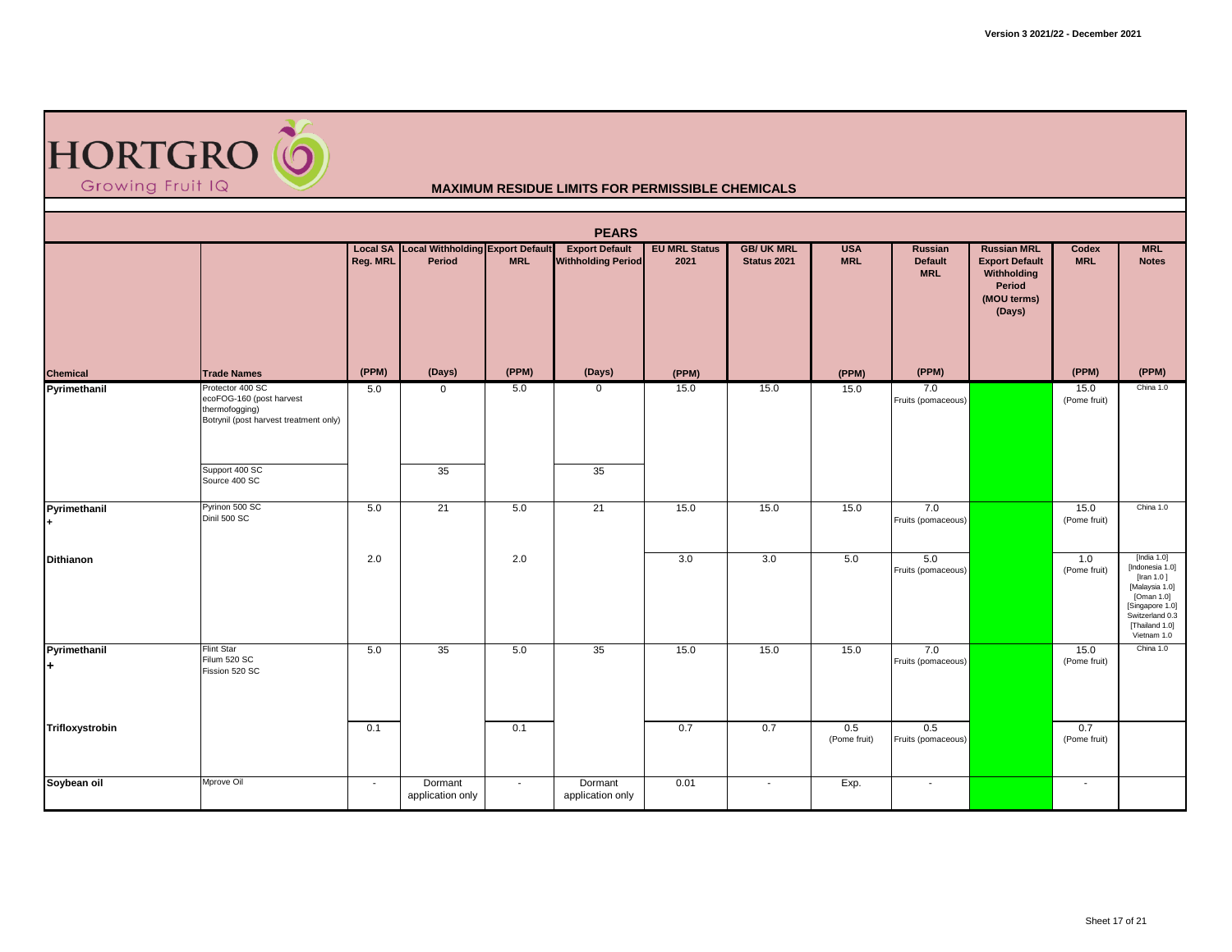Version 3 2021/22 - December 2021

HORTGRO Growing Fruit IQ

## MAXIMUM RESIDUE LIMITS FOR PERMISSIBLE CHEMICALS

### PEARS

| Chemical | Trade Names | Local SA Reg. MRL (PPM) | Local Withholding Period (Days) | Export Default MRL (PPM) | Export Default Withholding Period (Days) | EU MRL Status 2021 (PPM) | GB/ UK MRL Status 2021 | USA MRL (PPM) | Russian Default MRL (PPM) | Russian MRL Export Default Withholding Period (MOU terms) (Days) | Codex MRL (PPM) | MRL Notes (PPM) |
|---|---|---|---|---|---|---|---|---|---|---|---|---|
| Pyrimethanil | Protector 400 SC<br>ecoFOG-160 (post harvest thermofogging)<br>Botrynil (post harvest treatment only) | 5.0 | 0 | 5.0 | 0 | 15.0 | 15.0 | 15.0 | 7.0 Fruits (pomaceous) | | 15.0 (Pome fruit) | China 1.0 |
| | Support 400 SC<br>Source 400 SC | | 35 | | 35 | | | | | | | |
| Pyrimethanil<br>+ | Pyrinon 500 SC<br>Dinil 500 SC | 5.0 | 21 | 5.0 | 21 | 15.0 | 15.0 | 15.0 | 7.0 Fruits (pomaceous) | | 15.0 (Pome fruit) | China 1.0 |
| Dithianon | | 2.0 | | 2.0 | | 3.0 | 3.0 | 5.0 | 5.0 Fruits (pomaceous) | | 1.0 (Pome fruit) | [India 1.0]<br>[Indonesia 1.0]<br>[Iran 1.0 ]<br>[Malaysia 1.0]<br>[Oman 1.0]<br>[Singapore 1.0]<br>Switzerland 0.3<br>[Thailand 1.0]<br>Vietnam 1.0 |
| Pyrimethanil<br>+ | Flint Star<br>Filum 520 SC<br>Fission 520 SC | 5.0 | 35 | 5.0 | 35 | 15.0 | 15.0 | 15.0 | 7.0 Fruits (pomaceous) | | 15.0 (Pome fruit) | China 1.0 |
| Trifloxystrobin | | 0.1 | | 0.1 | | 0.7 | 0.7 | 0.5 (Pome fruit) | 0.5 Fruits (pomaceous) | | 0.7 (Pome fruit) | |
| Soybean oil | Mprove Oil | - | Dormant application only | - | Dormant application only | 0.01 | - | Exp. | - | | - | |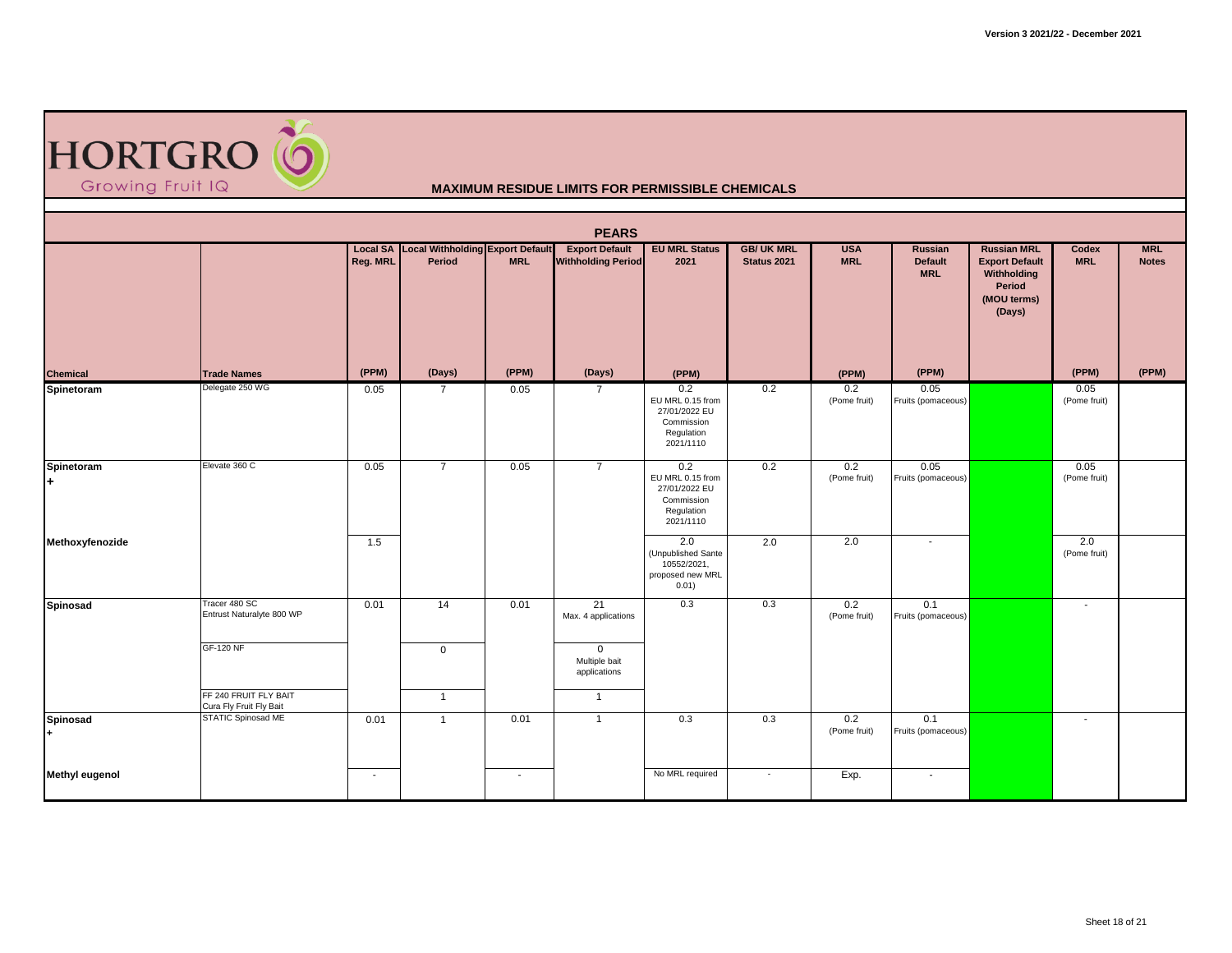Version 3 2021/22 - December 2021

HORTGRO Growing Fruit IQ

## MAXIMUM RESIDUE LIMITS FOR PERMISSIBLE CHEMICALS

### PEARS

| Chemical | Trade Names | Local SA Reg. MRL (PPM) | Local Withholding Period (Days) | Export Default MRL (PPM) | Export Default Withholding Period (Days) | EU MRL Status 2021 (PPM) | GB/ UK MRL Status 2021 | USA MRL (PPM) | Russian Default MRL (PPM) | Russian MRL Export Default Withholding Period (MOU terms) (Days) | Codex MRL (PPM) | MRL Notes (PPM) |
|---|---|---|---|---|---|---|---|---|---|---|---|---|
| **Spinetoram** | Delegate 250 WG | 0.05 | 7 | 0.05 | 7 | 0.2 EU MRL 0.15 from 27/01/2022 EU Commission Regulation 2021/1110 | 0.2 | 0.2 (Pome fruit) | 0.05 Fruits (pomaceous) | | 0.05 (Pome fruit) | |
| **Spinetoram +** | Elevate 360 C | 0.05 | 7 | 0.05 | 7 | 0.2 EU MRL 0.15 from 27/01/2022 EU Commission Regulation 2021/1110 | 0.2 | 0.2 (Pome fruit) | 0.05 Fruits (pomaceous) | | 0.05 (Pome fruit) | |
| **Methoxyfenozide** | | 1.5 | | | | 2.0 (Unpublished Sante 10552/2021, proposed new MRL 0.01) | 2.0 | 2.0 | - | | 2.0 (Pome fruit) | |
| **Spinosad** | Tracer 480 SC Entrust Naturalyte 800 WP | 0.01 | 14 | 0.01 | 21 Max. 4 applications | 0.3 | 0.3 | 0.2 (Pome fruit) | 0.1 Fruits (pomaceous) | | - | |
| | GF-120 NF | | 0 | | 0 Multiple bait applications | | | | | | | |
| | FF 240 FRUIT FLY BAIT Cura Fly Fruit Fly Bait | | 1 | | 1 | | | | | | | |
| **Spinosad +** | STATIC Spinosad ME | 0.01 | 1 | 0.01 | 1 | 0.3 | 0.3 | 0.2 (Pome fruit) | 0.1 Fruits (pomaceous) | | - | |
| **Methyl eugenol** | | - | | - | | No MRL required | - | Exp. | - | | | |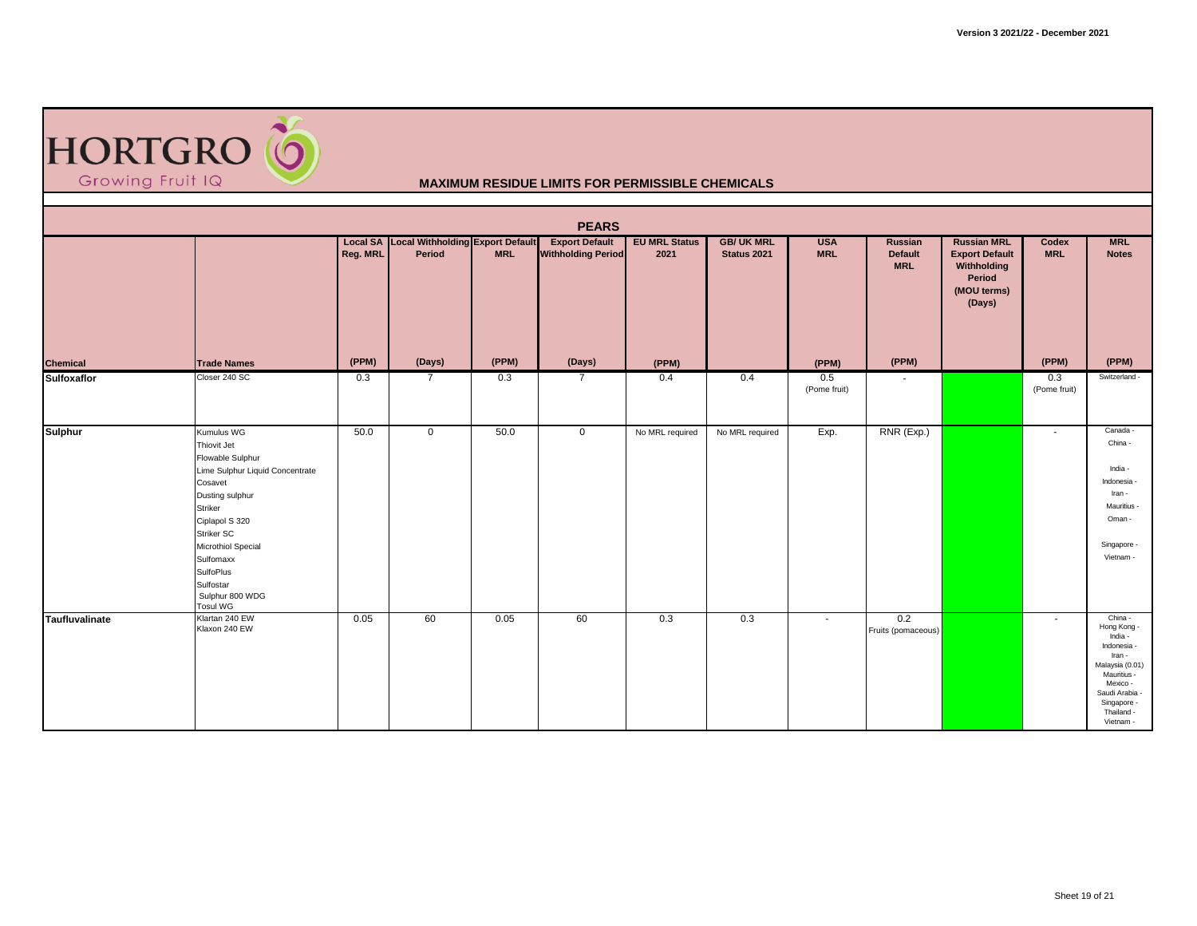Version 3 2021/22 - December 2021

HORTGRO Growing Fruit IQ

## MAXIMUM RESIDUE LIMITS FOR PERMISSIBLE CHEMICALS

### PEARS

| Chemical | Trade Names | Local SA Reg. MRL (PPM) | Local Withholding Period (Days) | Export Default MRL (PPM) | Export Default Withholding Period (Days) | EU MRL Status 2021 (PPM) | GB/ UK MRL Status 2021 | USA MRL (PPM) | Russian Default MRL (PPM) | Russian MRL Export Default Withholding Period (MOU terms) (Days) | Codex MRL (PPM) | MRL Notes (PPM) |
|---|---|---|---|---|---|---|---|---|---|---|---|---|
| **Sulfoxaflor** | Closer 240 SC | 0.3 | 7 | 0.3 | 7 | 0.4 | 0.4 | 0.5 (Pome fruit) | - | | 0.3 (Pome fruit) | Switzerland - |
| **Sulphur** | Kumulus WG<br>Thiovit Jet<br>Flowable Sulphur<br>Lime Sulphur Liquid Concentrate<br>Cosavet<br>Dusting sulphur<br>Striker<br>Ciplapol S 320<br>Striker SC<br>Microthiol Special<br>Sulfomaxx<br>SulfoPlus<br>Sulfostar<br>Sulphur 800 WDG<br>Tosul WG | 50.0 | 0 | 50.0 | 0 | No MRL required | No MRL required | Exp. | RNR (Exp.) | | - | Canada -<br>China -<br>India -<br>Indonesia -<br>Iran -<br>Mauritius -<br>Oman -<br>Singapore -<br>Vietnam - |
| **Taufluvalinate** | Klartan 240 EW<br>Klaxon 240 EW | 0.05 | 60 | 0.05 | 60 | 0.3 | 0.3 | - | 0.2 Fruits (pomaceous) | | - | China -<br>Hong Kong -<br>India -<br>Indonesia -<br>Iran -<br>Malaysia (0.01)<br>Mauritius -<br>Mexico -<br>Saudi Arabia -<br>Singapore -<br>Thailand -<br>Vietnam - |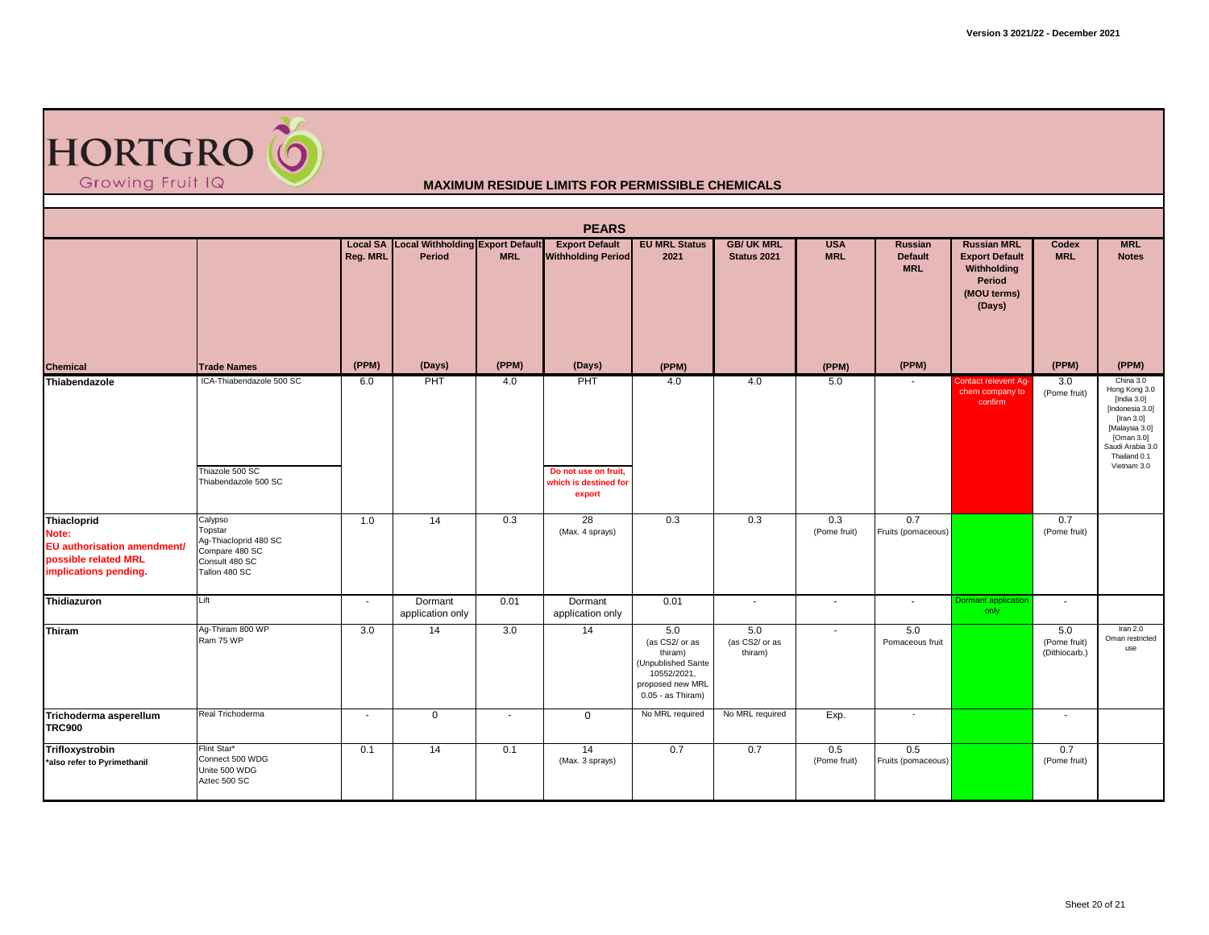Version 3 2021/22 - December 2021

HORTGRO Growing Fruit IQ

## MAXIMUM RESIDUE LIMITS FOR PERMISSIBLE CHEMICALS

### PEARS

| Chemical | Trade Names | Local SA Reg. MRL (PPM) | Local Withholding Period (Days) | Export Default MRL (PPM) | Export Default Withholding Period (Days) | EU MRL Status 2021 (PPM) | GB/ UK MRL Status 2021 | USA MRL (PPM) | Russian Default MRL (PPM) | Russian MRL Export Default Withholding Period (MOU terms) (Days) | Codex MRL (PPM) | MRL Notes (PPM) |
|---|---|---|---|---|---|---|---|---|---|---|---|---|
| **Thiabendazole** | ICA-Thiabendazole 500 SC<br>Thiazole 500 SC<br>Thiabendazole 500 SC | 6.0 | PHT | 4.0 | PHT<br>Do not use on fruit, which is destined for export | 4.0 | 4.0 | 5.0 | - | Contact relevent Ag-chem company to confirm | 3.0 (Pome fruit) | China 3.0<br>Hong Kong 3.0<br>[India 3.0]<br>[Indonesia 3.0]<br>[Iran 3.0]<br>[Malaysia 3.0]<br>[Oman 3.0]<br>Saudi Arabia 3.0<br>Thailand 0.1<br>Vietnam 3.0 |
| **Thiacloprid**<br>Note:<br>EU authorisation amendment/ possible related MRL implications pending. | Calypso<br>Topstar<br>Ag-Thiacloprid 480 SC<br>Compare 480 SC<br>Consult 480 SC<br>Tallon 480 SC | 1.0 | 14 | 0.3 | 28<br>(Max. 4 sprays) | 0.3 | 0.3 | 0.3 (Pome fruit) | 0.7 Fruits (pomaceous) | | 0.7 (Pome fruit) | |
| **Thidiazuron** | Lift | - | Dormant application only | 0.01 | Dormant application only | 0.01 | - | - | - | Dormant application only | - | |
| **Thiram** | Ag-Thiram 800 WP<br>Ram 75 WP | 3.0 | 14 | 3.0 | 14 | 5.0 (as CS2/ or as thiram) (Unpublished Sante 10552/2021, proposed new MRL 0.05 - as Thiram) | 5.0 (as CS2/ or as thiram) | - | 5.0 Pomaceous fruit | | 5.0 (Pome fruit) (Dithiocarb.) | Iran 2.0<br>Oman restricted use |
| **Trichoderma asperellum TRC900** | Real Trichoderma | - | 0 | - | 0 | No MRL required | No MRL required | Exp. | - | | - | |
| **Trifloxystrobin**<br>*also refer to Pyrimethanil | Flint Star*<br>Connect 500 WDG<br>Unite 500 WDG<br>Aztec 500 SC | 0.1 | 14 | 0.1 | 14<br>(Max. 3 sprays) | 0.7 | 0.7 | 0.5 (Pome fruit) | 0.5 Fruits (pomaceous) | | 0.7 (Pome fruit) | |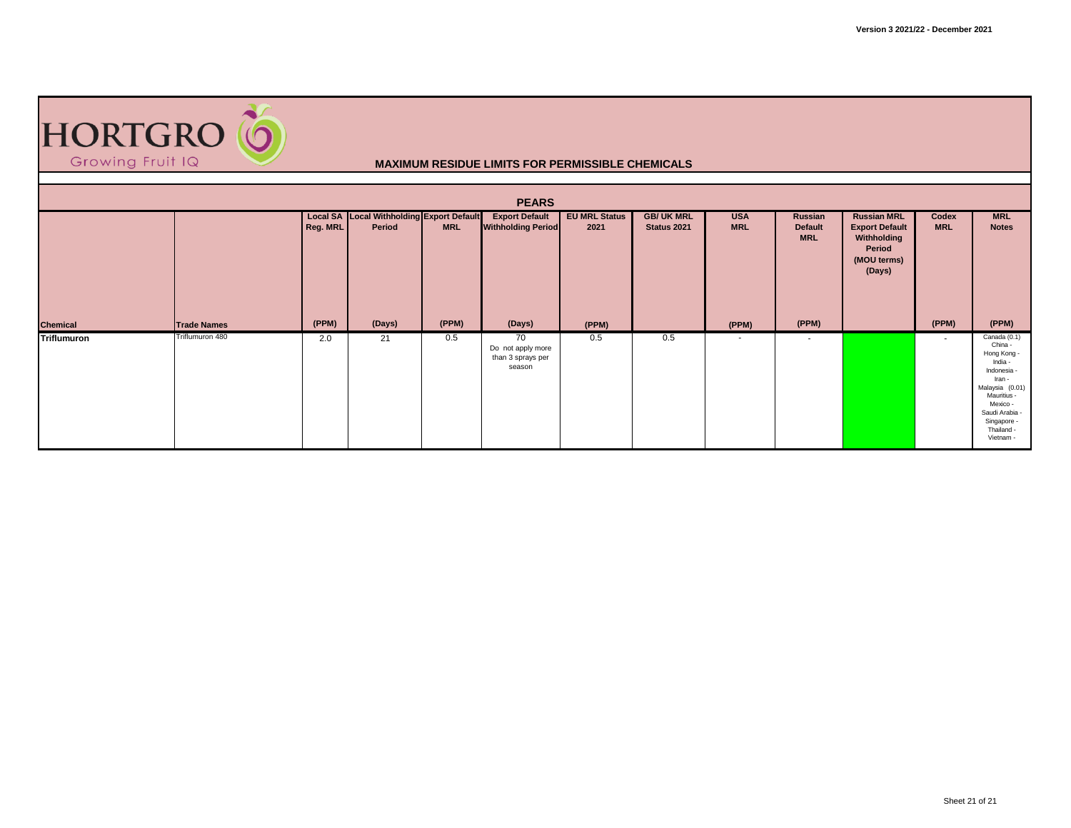HORTGRO Growing Fruit IQ

## MAXIMUM RESIDUE LIMITS FOR PERMISSIBLE CHEMICALS

### PEARS

| Chemical | Trade Names | Local SA Reg. MRL (PPM) | Local Withholding Period (Days) | Export Default MRL (PPM) | Export Default Withholding Period (Days) | EU MRL Status 2021 (PPM) | GB/ UK MRL Status 2021 | USA MRL (PPM) | Russian Default MRL (PPM) | Russian MRL Export Default Withholding Period (MOU terms) (Days) | Codex MRL (PPM) | MRL Notes (PPM) |
|---|---|---|---|---|---|---|---|---|---|---|---|---|
| **Triflumuron** | Triflumuron 480 | 2.0 | 21 | 0.5 | 70 Do not apply more than 3 sprays per season | 0.5 | 0.5 | - | - | | - | Canada (0.1) China - Hong Kong - India - Indonesia - Iran - Malaysia (0.01) Mauritius - Mexico - Saudi Arabia - Singapore - Thailand - Vietnam - |